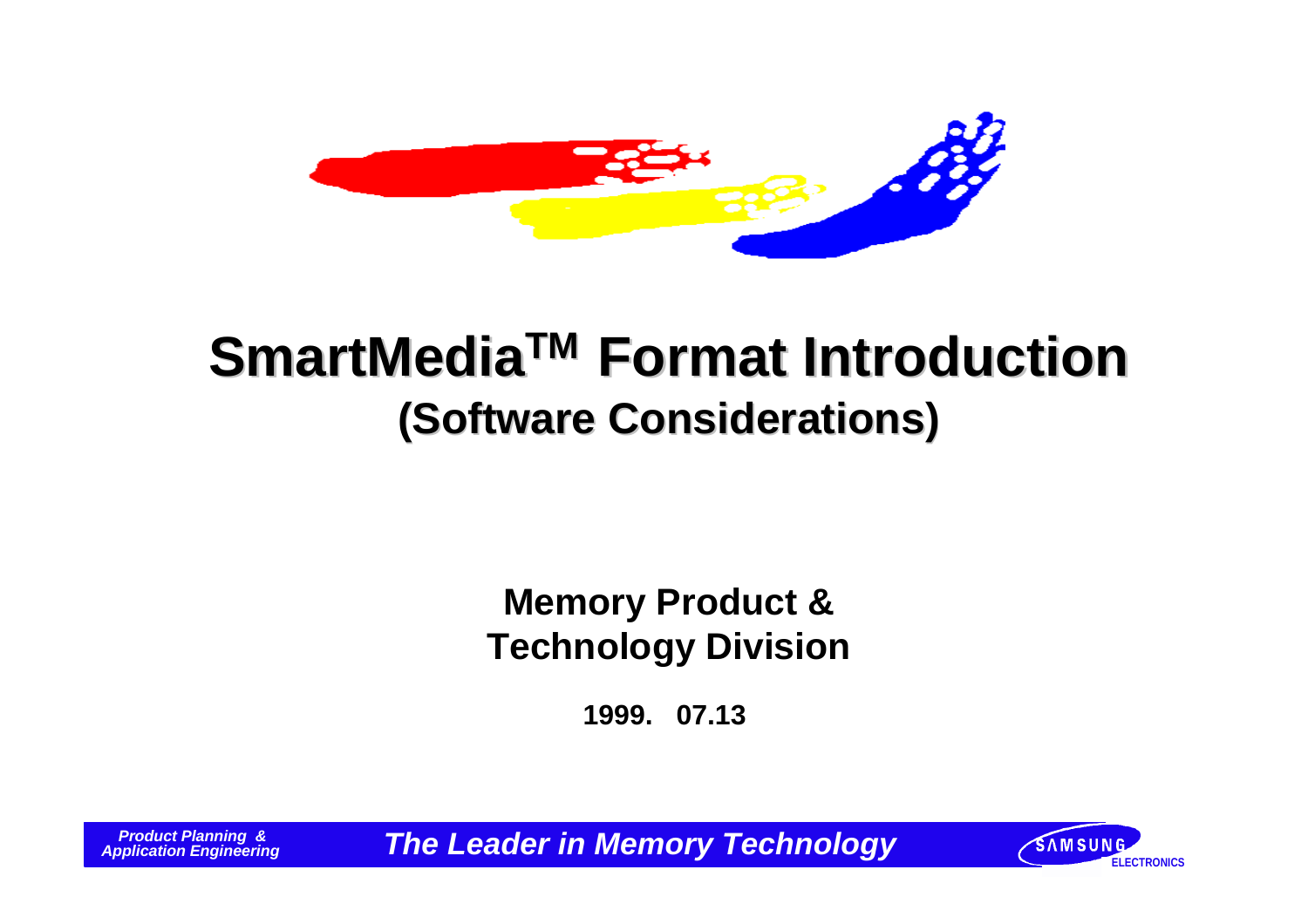# SmartMedia™ Format Introduction

## (Software Considerations)

**Memory Product & Technology Division**

**1999. 07.13**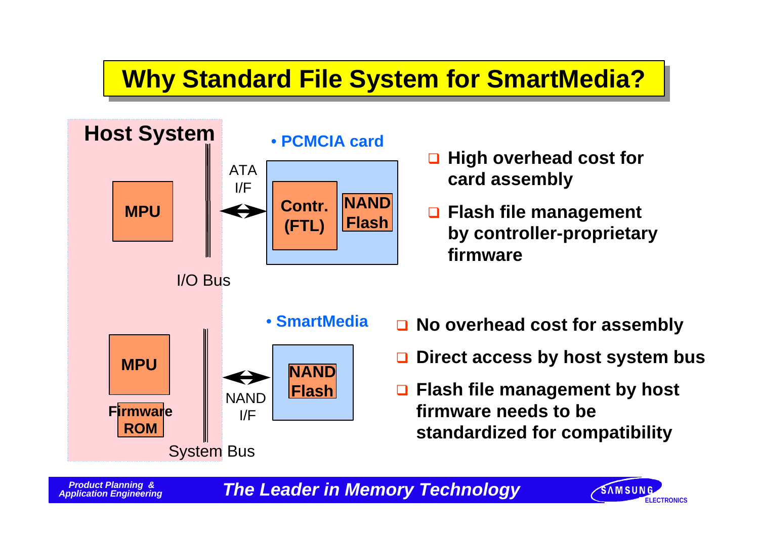# Why Standard File System for SmartMedia?

**Host System**

- **PCMCIA card**

MPU — ATA I/F — Contr. (FTL) / NAND Flash

I/O Bus

- High overhead cost for card assembly
- Flash file management by controller-proprietary firmware

- **SmartMedia**

MPU, Firmware ROM — NAND I/F — NAND Flash

System Bus

- No overhead cost for assembly
- Direct access by host system bus
- Flash file management by host firmware needs to be standardized for compatibility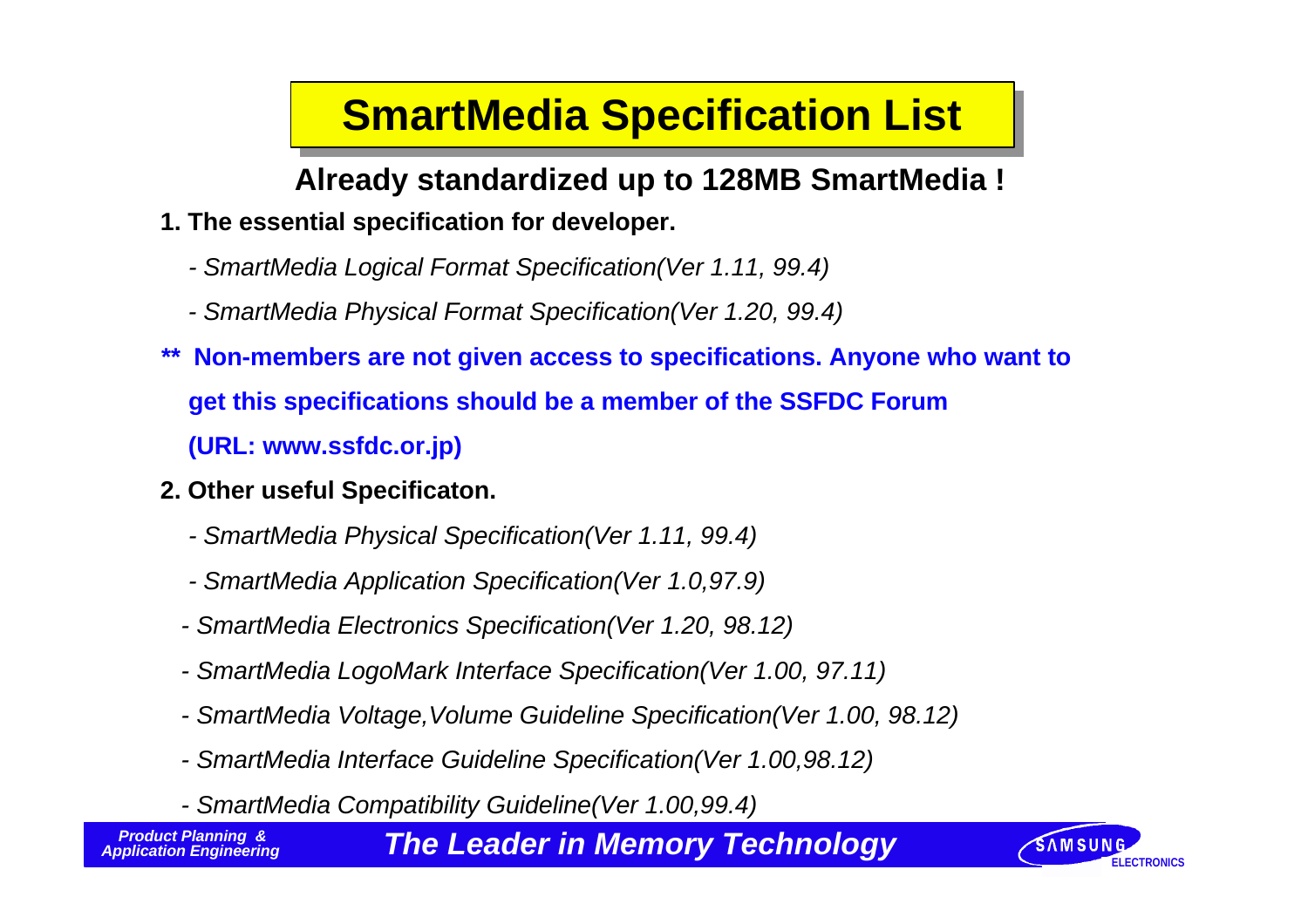# SmartMedia Specification List

**Already standardized up to 128MB SmartMedia !**

**1. The essential specification for developer.**

- *SmartMedia Logical Format Specification(Ver 1.11, 99.4)*
- *SmartMedia Physical Format Specification(Ver 1.20, 99.4)*

**\*\* Non-members are not given access to specifications. Anyone who want to get this specifications should be a member of the SSFDC Forum (URL: www.ssfdc.or.jp)**

**2. Other useful Specificaton.**

- *SmartMedia Physical Specification(Ver 1.11, 99.4)*
- *SmartMedia Application Specification(Ver 1.0,97.9)*
- *SmartMedia Electronics Specification(Ver 1.20, 98.12)*
- *SmartMedia LogoMark Interface Specification(Ver 1.00, 97.11)*
- *SmartMedia Voltage,Volume Guideline Specification(Ver 1.00, 98.12)*
- *SmartMedia Interface Guideline Specification(Ver 1.00,98.12)*
- *SmartMedia Compatibility Guideline(Ver 1.00,99.4)*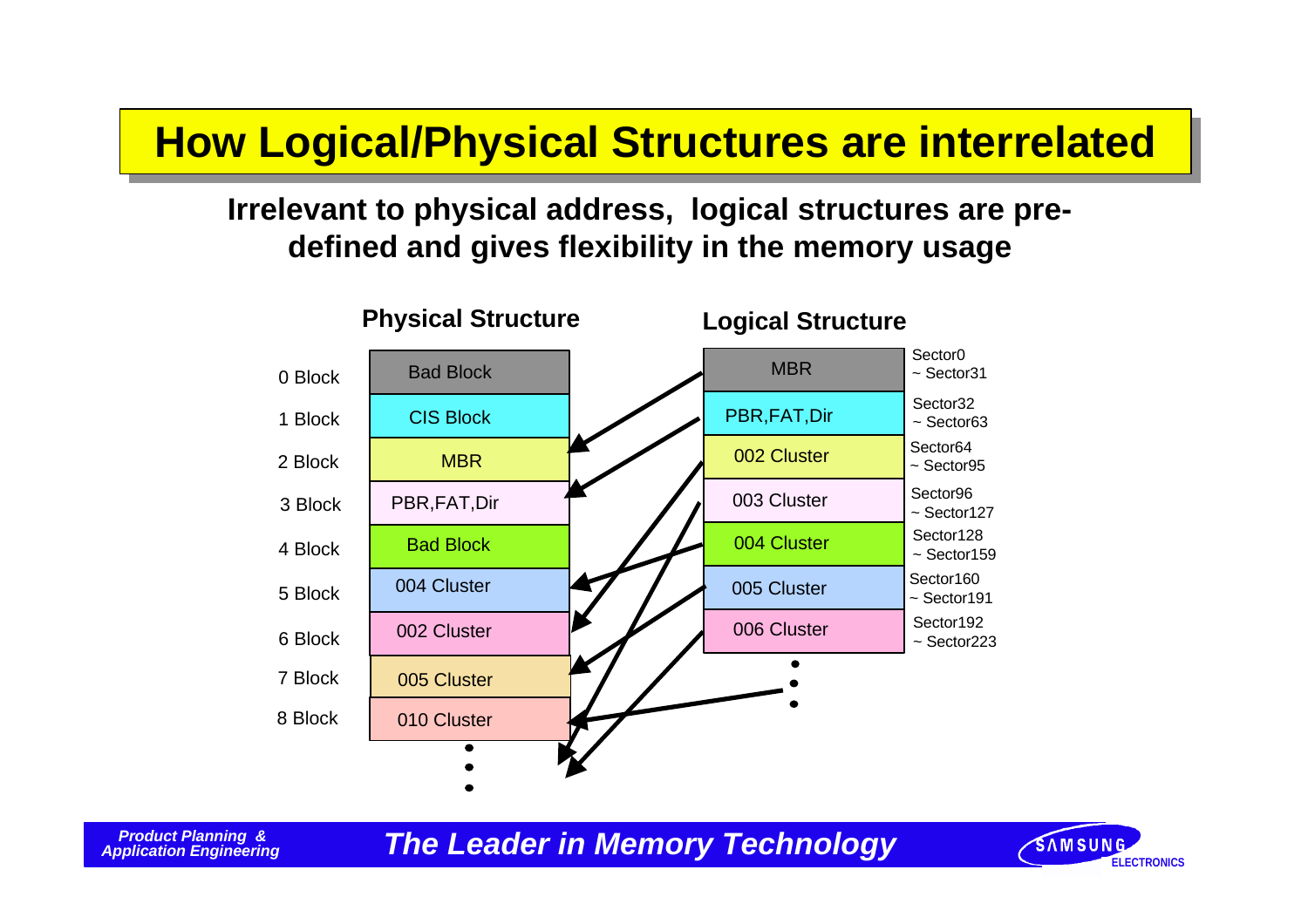# How Logical/Physical Structures are interrelated

**Irrelevant to physical address, logical structures are pre-defined and gives flexibility in the memory usage**

**Physical Structure**

| Block | Content |
|---|---|
| 0 Block | Bad Block |
| 1 Block | CIS Block |
| 2 Block | MBR |
| 3 Block | PBR,FAT,Dir |
| 4 Block | Bad Block |
| 5 Block | 004 Cluster |
| 6 Block | 002 Cluster |
| 7 Block | 005 Cluster |
| 8 Block | 010 Cluster |
| ⋮ | ⋮ |

**Logical Structure**

| Content | Sectors |
|---|---|
| MBR | Sector0 ~ Sector31 |
| PBR,FAT,Dir | Sector32 ~ Sector63 |
| 002 Cluster | Sector64 ~ Sector95 |
| 003 Cluster | Sector96 ~ Sector127 |
| 004 Cluster | Sector128 ~ Sector159 |
| 005 Cluster | Sector160 ~ Sector191 |
| 006 Cluster | Sector192 ~ Sector223 |
| ⋮ | |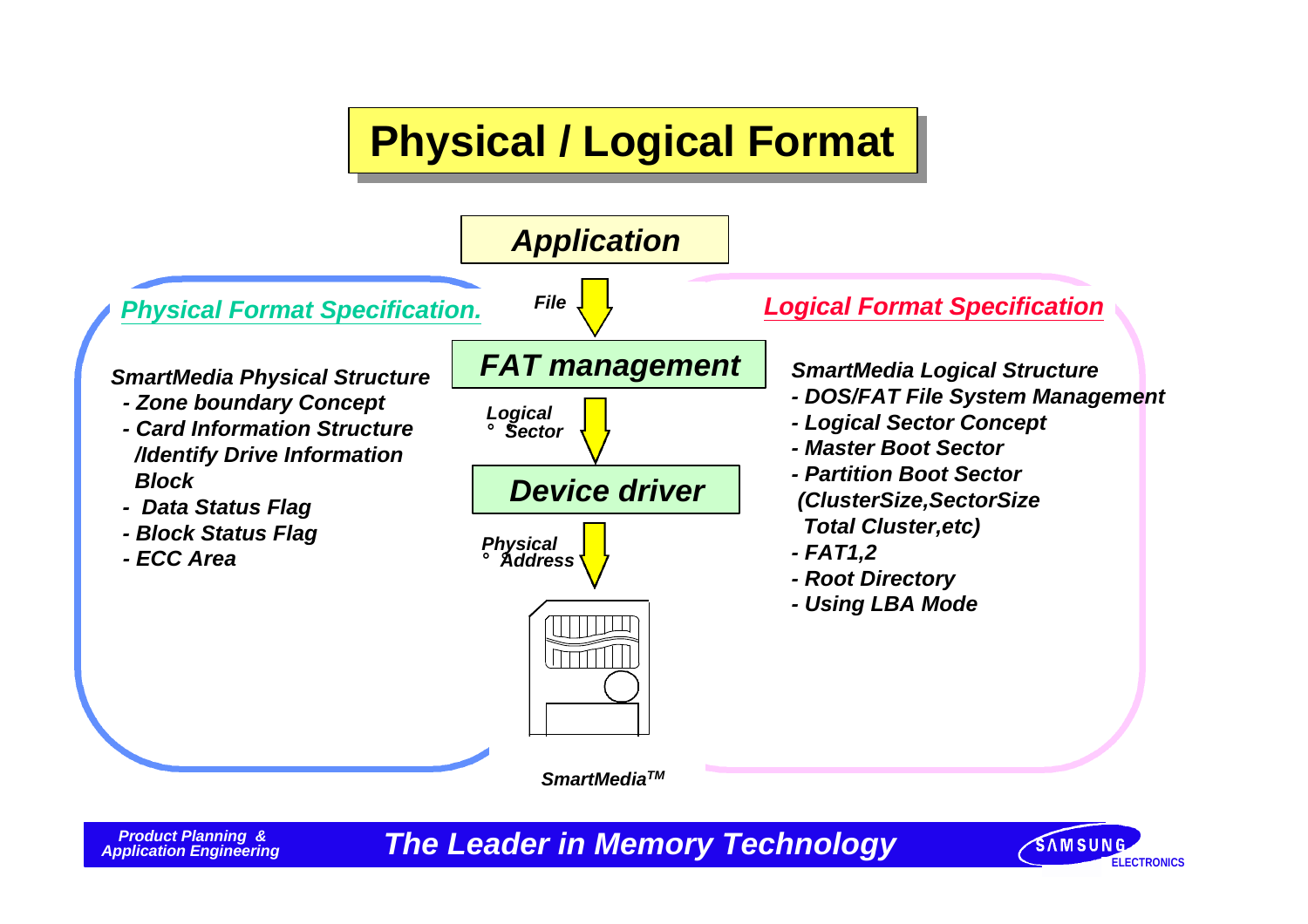# Physical / Logical Format

Application

File

FAT management

Logical Sector

Device driver

Physical Address

SmartMedia™

## *Physical Format Specification.*

***SmartMedia Physical Structure***

- *Zone boundary Concept*
- *Card Information Structure /Identify Drive Information Block*
- *Data Status Flag*
- *Block Status Flag*
- *ECC Area*

## *Logical Format Specification*

***SmartMedia Logical Structure***

- *DOS/FAT File System Management*
- *Logical Sector Concept*
- *Master Boot Sector*
- *Partition Boot Sector (ClusterSize,SectorSize Total Cluster,etc)*
- *FAT1,2*
- *Root Directory*
- *Using LBA Mode*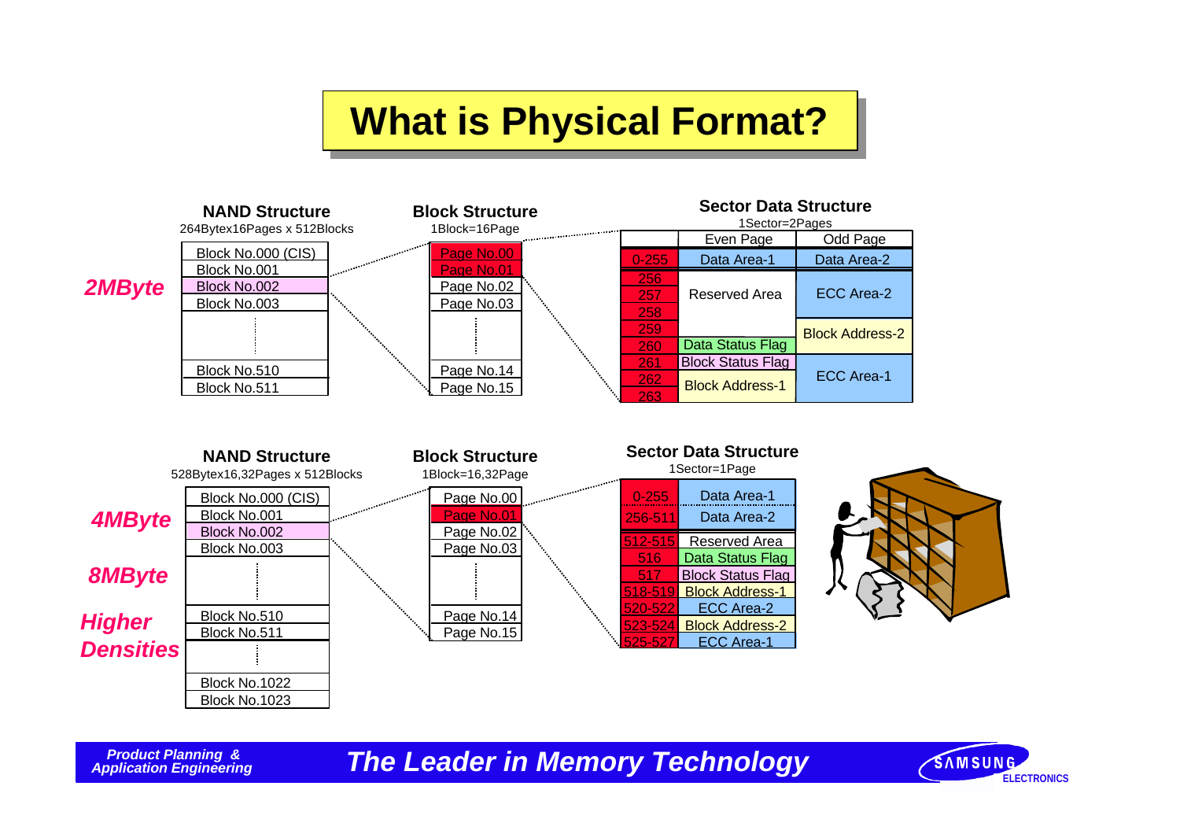# What is Physical Format?

## 2MByte

**NAND Structure**
264Bytex16Pages x 512Blocks

- Block No.000 (CIS)
- Block No.001
- Block No.002
- Block No.003
- ⋮
- Block No.510
- Block No.511

**Block Structure**
1Block=16Page

- Page No.00
- Page No.01
- Page No.02
- Page No.03
- ⋮
- Page No.14
- Page No.15

**Sector Data Structure**
1Sector=2Pages

| | Even Page | Odd Page |
|---|---|---|
| 0-255 | Data Area-1 | Data Area-2 |
| 256 | Reserved Area | ECC Area-2 |
| 257 | Reserved Area | ECC Area-2 |
| 258 | Reserved Area | ECC Area-2 |
| 259 | Reserved Area | Block Address-2 |
| 260 | Data Status Flag | Block Address-2 |
| 261 | Block Status Flag | ECC Area-1 |
| 262 | Block Address-1 | ECC Area-1 |
| 263 | Block Address-1 | ECC Area-1 |

## 4MByte / 8MByte / Higher Densities

**NAND Structure**
528Bytex16,32Pages x 512Blocks

- Block No.000 (CIS)
- Block No.001
- Block No.002
- Block No.003
- ⋮
- Block No.510
- Block No.511
- ⋮
- Block No.1022
- Block No.1023

**Block Structure**
1Block=16,32Page

- Page No.00
- Page No.01
- Page No.02
- Page No.03
- ⋮
- Page No.14
- Page No.15

**Sector Data Structure**
1Sector=1Page

| | |
|---|---|
| 0-255 | Data Area-1 |
| 256-511 | Data Area-2 |
| 512-515 | Reserved Area |
| 516 | Data Status Flag |
| 517 | Block Status Flag |
| 518-519 | Block Address-1 |
| 520-522 | ECC Area-2 |
| 523-524 | Block Address-2 |
| 525-527 | ECC Area-1 |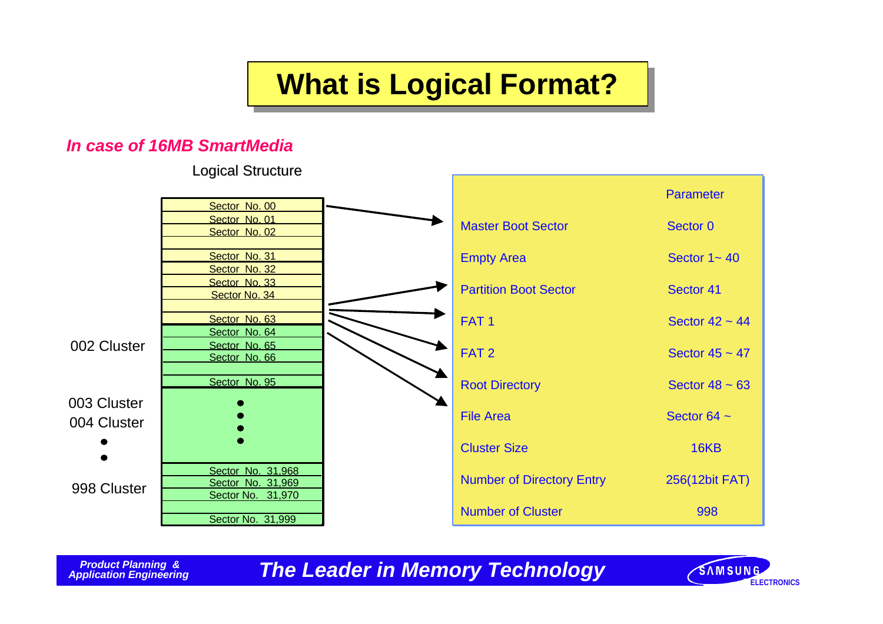# What is Logical Format?

***In case of 16MB SmartMedia***

Logical Structure

| | Sector |
|---|---|
| | Sector No. 00 |
| | Sector No. 01 |
| | Sector No. 02 |
| | |
| | Sector No. 31 |
| | Sector No. 32 |
| | Sector No. 33 |
| | Sector No. 34 |
| | |
| | Sector No. 63 |
| 002 Cluster | Sector No. 64 |
| | Sector No. 65 |
| | Sector No. 66 |
| | |
| | Sector No. 95 |
| 003 Cluster | • |
| 004 Cluster | • |
| • | • |
| • | • |
| 998 Cluster | Sector No. 31,968 |
| | Sector No. 31,969 |
| | Sector No. 31,970 |
| | |
| | Sector No. 31,999 |

| | Parameter |
|---|---|
| Master Boot Sector | Sector 0 |
| Empty Area | Sector 1~ 40 |
| Partition Boot Sector | Sector 41 |
| FAT 1 | Sector 42 ~ 44 |
| FAT 2 | Sector 45 ~ 47 |
| Root Directory | Sector 48 ~ 63 |
| File Area | Sector 64 ~ |
| Cluster Size | 16KB |
| Number of Directory Entry | 256(12bit FAT) |
| Number of Cluster | 998 |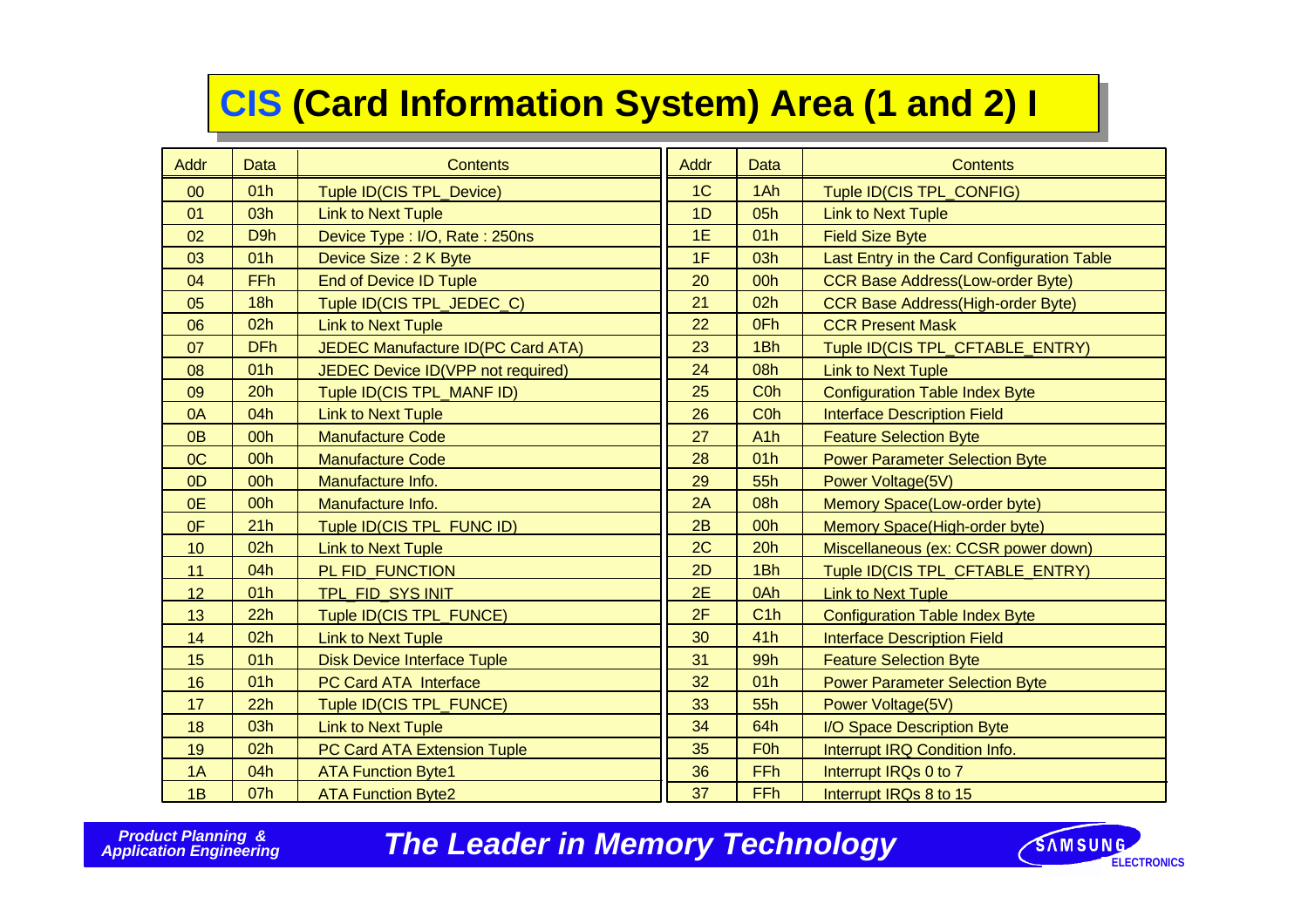# CIS (Card Information System) Area (1 and 2) I

| Addr | Data | Contents | Addr | Data | Contents |
|---|---|---|---|---|---|
| 00 | 01h | Tuple ID(CIS TPL_Device) | 1C | 1Ah | Tuple ID(CIS TPL_CONFIG) |
| 01 | 03h | Link to Next Tuple | 1D | 05h | Link to Next Tuple |
| 02 | D9h | Device Type : I/O, Rate : 250ns | 1E | 01h | Field Size Byte |
| 03 | 01h | Device Size : 2 K Byte | 1F | 03h | Last Entry in the Card Configuration Table |
| 04 | FFh | End of Device ID Tuple | 20 | 00h | CCR Base Address(Low-order Byte) |
| 05 | 18h | Tuple ID(CIS TPL_JEDEC_C) | 21 | 02h | CCR Base Address(High-order Byte) |
| 06 | 02h | Link to Next Tuple | 22 | 0Fh | CCR Present Mask |
| 07 | DFh | JEDEC Manufacture ID(PC Card ATA) | 23 | 1Bh | Tuple ID(CIS TPL_CFTABLE_ENTRY) |
| 08 | 01h | JEDEC Device ID(VPP not required) | 24 | 08h | Link to Next Tuple |
| 09 | 20h | Tuple ID(CIS TPL_MANF ID) | 25 | C0h | Configuration Table Index Byte |
| 0A | 04h | Link to Next Tuple | 26 | C0h | Interface Description Field |
| 0B | 00h | Manufacture Code | 27 | A1h | Feature Selection Byte |
| 0C | 00h | Manufacture Code | 28 | 01h | Power Parameter Selection Byte |
| 0D | 00h | Manufacture Info. | 29 | 55h | Power Voltage(5V) |
| 0E | 00h | Manufacture Info. | 2A | 08h | Memory Space(Low-order byte) |
| 0F | 21h | Tuple ID(CIS TPL_FUNC ID) | 2B | 00h | Memory Space(High-order byte) |
| 10 | 02h | Link to Next Tuple | 2C | 20h | Miscellaneous (ex: CCSR power down) |
| 11 | 04h | PL FID_FUNCTION | 2D | 1Bh | Tuple ID(CIS TPL_CFTABLE_ENTRY) |
| 12 | 01h | TPL_FID_SYS INIT | 2E | 0Ah | Link to Next Tuple |
| 13 | 22h | Tuple ID(CIS TPL_FUNCE) | 2F | C1h | Configuration Table Index Byte |
| 14 | 02h | Link to Next Tuple | 30 | 41h | Interface Description Field |
| 15 | 01h | Disk Device Interface Tuple | 31 | 99h | Feature Selection Byte |
| 16 | 01h | PC Card ATA Interface | 32 | 01h | Power Parameter Selection Byte |
| 17 | 22h | Tuple ID(CIS TPL_FUNCE) | 33 | 55h | Power Voltage(5V) |
| 18 | 03h | Link to Next Tuple | 34 | 64h | I/O Space Description Byte |
| 19 | 02h | PC Card ATA Extension Tuple | 35 | F0h | Interrupt IRQ Condition Info. |
| 1A | 04h | ATA Function Byte1 | 36 | FFh | Interrupt IRQs 0 to 7 |
| 1B | 07h | ATA Function Byte2 | 37 | FFh | Interrupt IRQs 8 to 15 |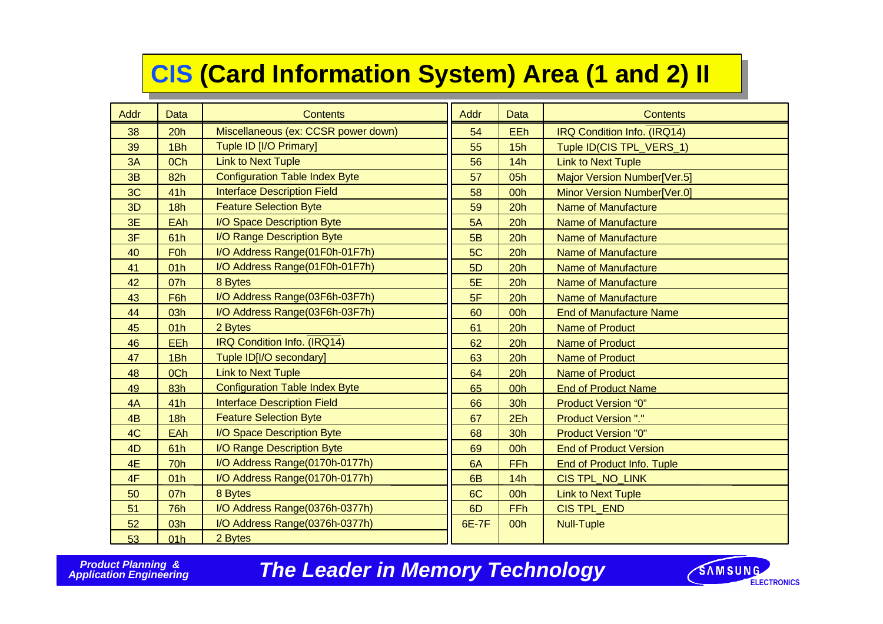# CIS (Card Information System) Area (1 and 2) II

| Addr | Data | Contents |
|---|---|---|
| 38 | 20h | Miscellaneous (ex: CCSR power down) |
| 39 | 1Bh | Tuple ID [I/O Primary] |
| 3A | 0Ch | Link to Next Tuple |
| 3B | 82h | Configuration Table Index Byte |
| 3C | 41h | Interface Description Field |
| 3D | 18h | Feature Selection Byte |
| 3E | EAh | I/O Space Description Byte |
| 3F | 61h | I/O Range Description Byte |
| 40 | F0h | I/O Address Range(01F0h-01F7h) |
| 41 | 01h | I/O Address Range(01F0h-01F7h) |
| 42 | 07h | 8 Bytes |
| 43 | F6h | I/O Address Range(03F6h-03F7h) |
| 44 | 03h | I/O Address Range(03F6h-03F7h) |
| 45 | 01h | 2 Bytes |
| 46 | EEh | IRQ Condition Info. (IRQ14) |
| 47 | 1Bh | Tuple ID[I/O secondary] |
| 48 | 0Ch | Link to Next Tuple |
| 49 | 83h | Configuration Table Index Byte |
| 4A | 41h | Interface Description Field |
| 4B | 18h | Feature Selection Byte |
| 4C | EAh | I/O Space Description Byte |
| 4D | 61h | I/O Range Description Byte |
| 4E | 70h | I/O Address Range(0170h-0177h) |
| 4F | 01h | I/O Address Range(0170h-0177h) |
| 50 | 07h | 8 Bytes |
| 51 | 76h | I/O Address Range(0376h-0377h) |
| 52 | 03h | I/O Address Range(0376h-0377h) |
| 53 | 01h | 2 Bytes |

| Addr | Data | Contents |
|---|---|---|
| 54 | EEh | IRQ Condition Info. (IRQ14) |
| 55 | 15h | Tuple ID(CIS TPL_VERS_1) |
| 56 | 14h | Link to Next Tuple |
| 57 | 05h | Major Version Number[Ver.5] |
| 58 | 00h | Minor Version Number[Ver.0] |
| 59 | 20h | Name of Manufacture |
| 5A | 20h | Name of Manufacture |
| 5B | 20h | Name of Manufacture |
| 5C | 20h | Name of Manufacture |
| 5D | 20h | Name of Manufacture |
| 5E | 20h | Name of Manufacture |
| 5F | 20h | Name of Manufacture |
| 60 | 00h | End of Manufacture Name |
| 61 | 20h | Name of Product |
| 62 | 20h | Name of Product |
| 63 | 20h | Name of Product |
| 64 | 20h | Name of Product |
| 65 | 00h | End of Product Name |
| 66 | 30h | Product Version "0" |
| 67 | 2Eh | Product Version "." |
| 68 | 30h | Product Version "0" |
| 69 | 00h | End of Product Version |
| 6A | FFh | End of Product Info. Tuple |
| 6B | 14h | CIS TPL_NO_LINK |
| 6C | 00h | Link to Next Tuple |
| 6D | FFh | CIS TPL_END |
| 6E-7F | 00h | Null-Tuple |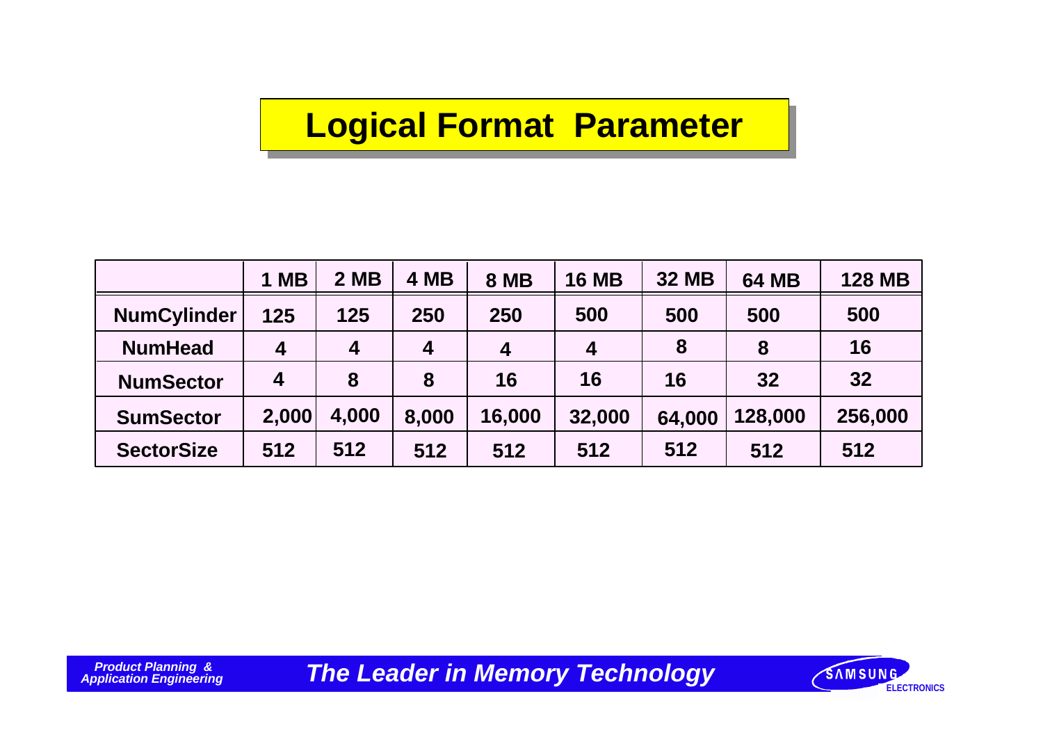# Logical Format Parameter

| | 1 MB | 2 MB | 4 MB | 8 MB | 16 MB | 32 MB | 64 MB | 128 MB |
|---|---|---|---|---|---|---|---|---|
| NumCylinder | 125 | 125 | 250 | 250 | 500 | 500 | 500 | 500 |
| NumHead | 4 | 4 | 4 | 4 | 4 | 8 | 8 | 16 |
| NumSector | 4 | 8 | 8 | 16 | 16 | 16 | 32 | 32 |
| SumSector | 2,000 | 4,000 | 8,000 | 16,000 | 32,000 | 64,000 | 128,000 | 256,000 |
| SectorSize | 512 | 512 | 512 | 512 | 512 | 512 | 512 | 512 |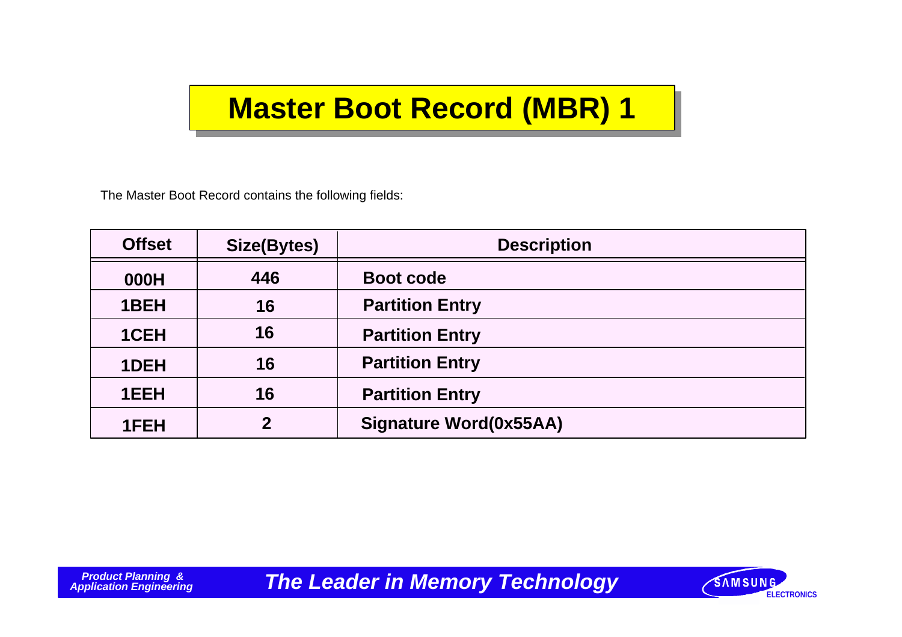# Master Boot Record (MBR) 1

The Master Boot Record contains the following fields:

| Offset | Size(Bytes) | Description |
|---|---|---|
| 000H | 446 | Boot code |
| 1BEH | 16 | Partition Entry |
| 1CEH | 16 | Partition Entry |
| 1DEH | 16 | Partition Entry |
| 1EEH | 16 | Partition Entry |
| 1FEH | 2 | Signature Word(0x55AA) |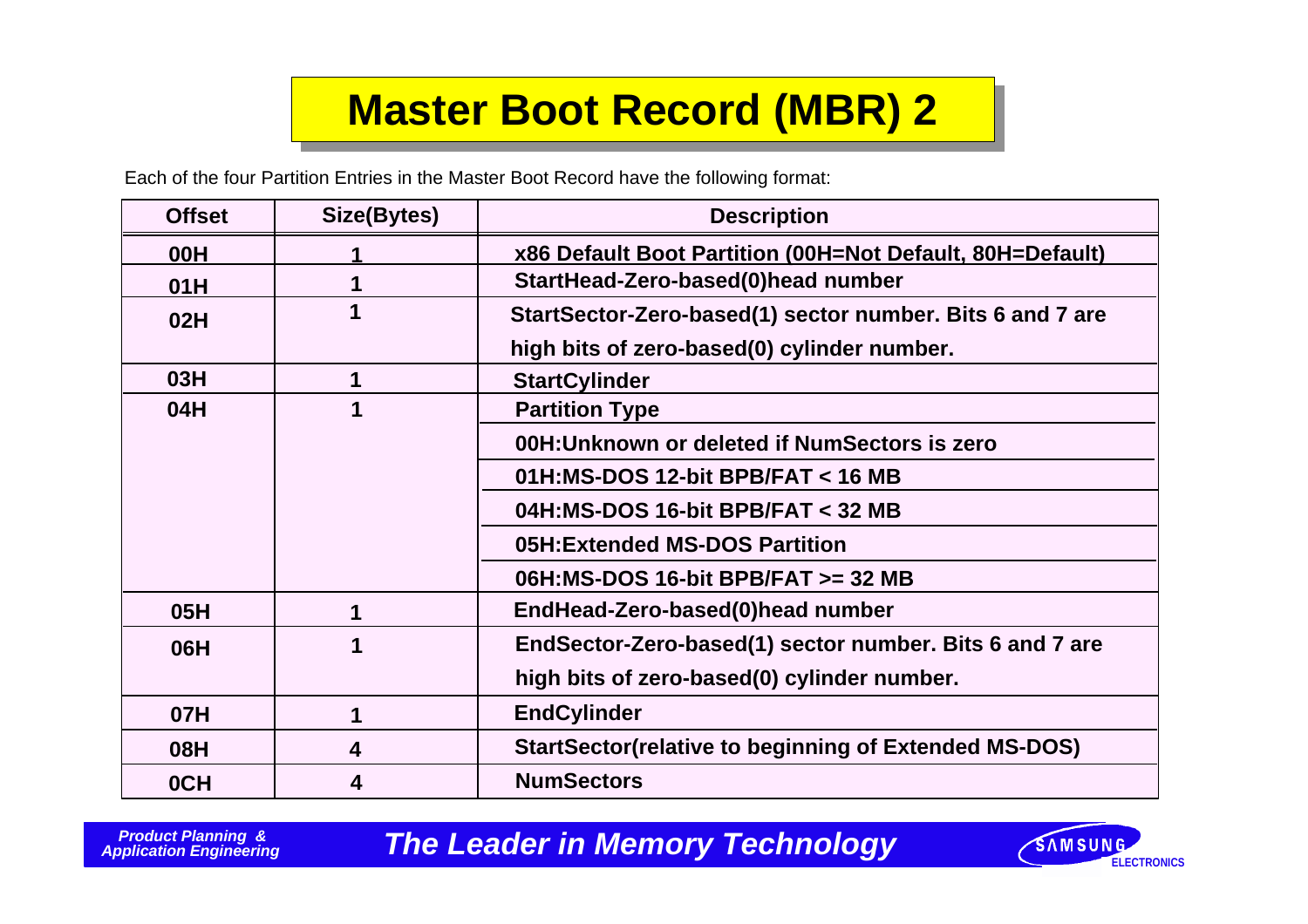# Master Boot Record (MBR) 2

Each of the four Partition Entries in the Master Boot Record have the following format:

| Offset | Size(Bytes) | Description |
|---|---|---|
| 00H | 1 | x86 Default Boot Partition (00H=Not Default, 80H=Default) |
| 01H | 1 | StartHead-Zero-based(0)head number |
| 02H | 1 | StartSector-Zero-based(1) sector number. Bits 6 and 7 are high bits of zero-based(0) cylinder number. |
| 03H | 1 | StartCylinder |
| 04H | 1 | Partition Type |
| | | 00H:Unknown or deleted if NumSectors is zero |
| | | 01H:MS-DOS 12-bit BPB/FAT < 16 MB |
| | | 04H:MS-DOS 16-bit BPB/FAT < 32 MB |
| | | 05H:Extended MS-DOS Partition |
| | | 06H:MS-DOS 16-bit BPB/FAT >= 32 MB |
| 05H | 1 | EndHead-Zero-based(0)head number |
| 06H | 1 | EndSector-Zero-based(1) sector number. Bits 6 and 7 are high bits of zero-based(0) cylinder number. |
| 07H | 1 | EndCylinder |
| 08H | 4 | StartSector(relative to beginning of Extended MS-DOS) |
| 0CH | 4 | NumSectors |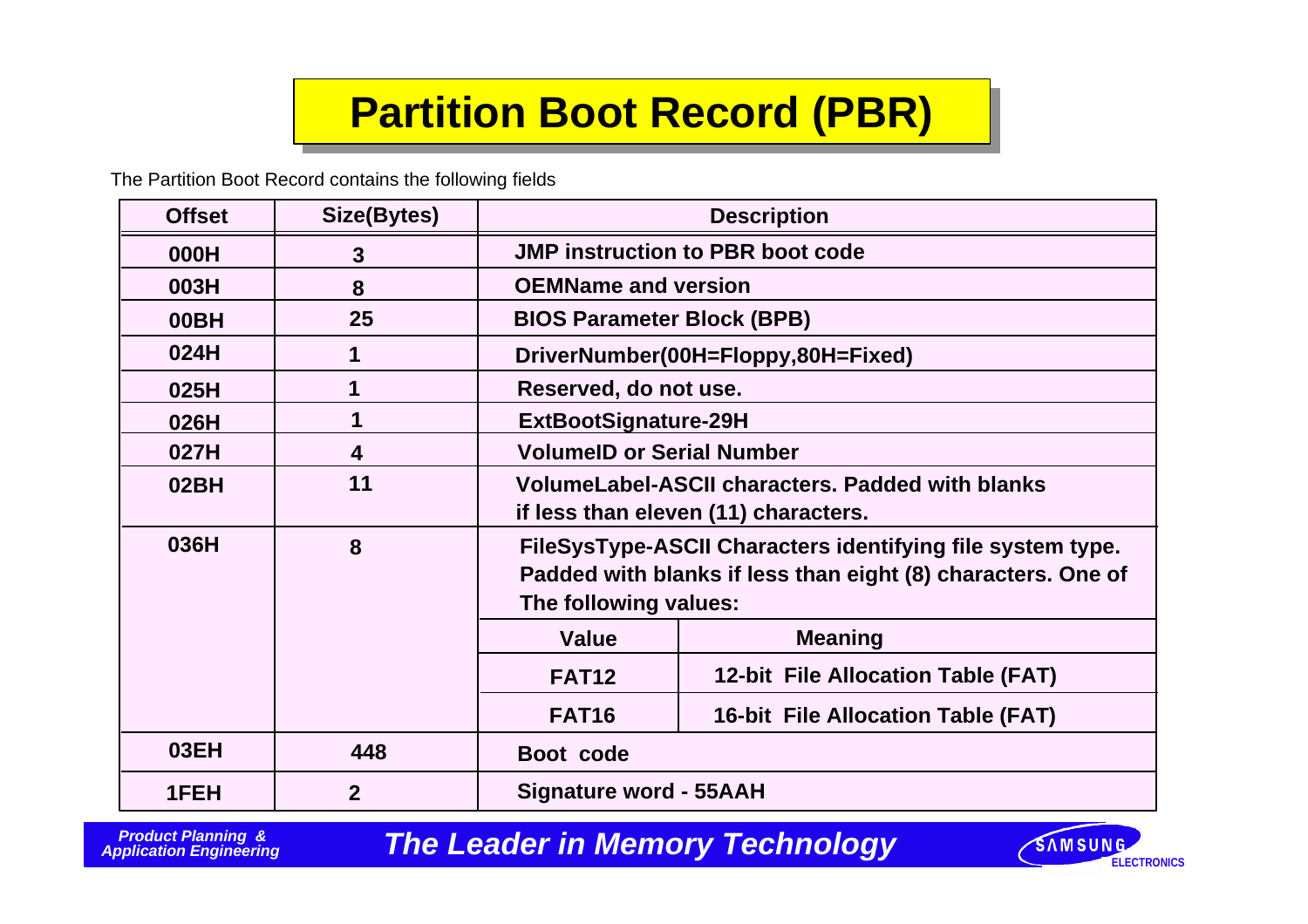# Partition Boot Record (PBR)

The Partition Boot Record contains the following fields

| Offset | Size(Bytes) | Description | |
|---|---|---|---|
| 000H | 3 | JMP instruction to PBR boot code | |
| 003H | 8 | OEMName and version | |
| 00BH | 25 | BIOS Parameter Block (BPB) | |
| 024H | 1 | DriverNumber(00H=Floppy,80H=Fixed) | |
| 025H | 1 | Reserved, do not use. | |
| 026H | 1 | ExtBootSignature-29H | |
| 027H | 4 | VolumeID or Serial Number | |
| 02BH | 11 | VolumeLabel-ASCII characters. Padded with blanks if less than eleven (11) characters. | |
| 036H | 8 | FileSysType-ASCII Characters identifying file system type. Padded with blanks if less than eight (8) characters. One of The following values: | |
| | | **Value** | **Meaning** |
| | | FAT12 | 12-bit File Allocation Table (FAT) |
| | | FAT16 | 16-bit File Allocation Table (FAT) |
| 03EH | 448 | Boot code | |
| 1FEH | 2 | Signature word - 55AAH | |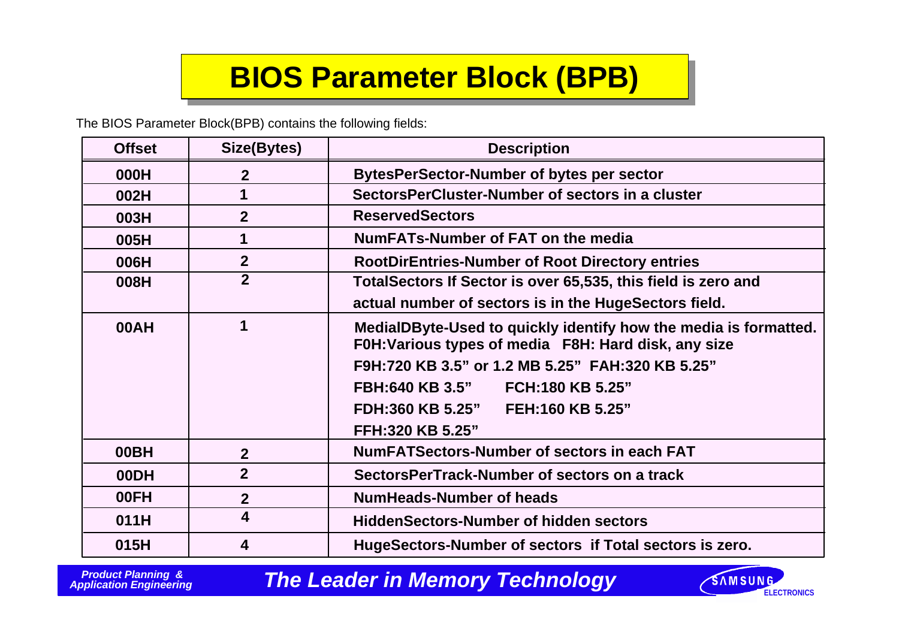# BIOS Parameter Block (BPB)

The BIOS Parameter Block(BPB) contains the following fields:

| Offset | Size(Bytes) | Description |
|---|---|---|
| 000H | 2 | BytesPerSector-Number of bytes per sector |
| 002H | 1 | SectorsPerCluster-Number of sectors in a cluster |
| 003H | 2 | ReservedSectors |
| 005H | 1 | NumFATs-Number of FAT on the media |
| 006H | 2 | RootDirEntries-Number of Root Directory entries |
| 008H | 2 | TotalSectors If Sector is over 65,535, this field is zero and actual number of sectors is in the HugeSectors field. |
| 00AH | 1 | MedialDByte-Used to quickly identify how the media is formatted. F0H:Various types of media F8H: Hard disk, any size F9H:720 KB 3.5" or 1.2 MB 5.25" FAH:320 KB 5.25" FBH:640 KB 3.5" FCH:180 KB 5.25" FDH:360 KB 5.25" FEH:160 KB 5.25" FFH:320 KB 5.25" |
| 00BH | 2 | NumFATSectors-Number of sectors in each FAT |
| 00DH | 2 | SectorsPerTrack-Number of sectors on a track |
| 00FH | 2 | NumHeads-Number of heads |
| 011H | 4 | HiddenSectors-Number of hidden sectors |
| 015H | 4 | HugeSectors-Number of sectors if Total sectors is zero. |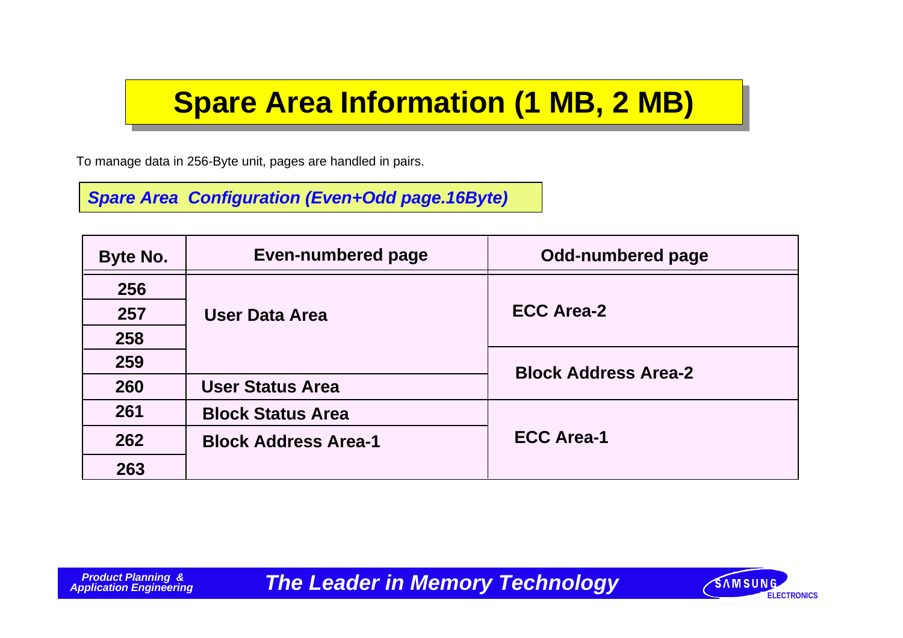# Spare Area Information (1 MB, 2 MB)

To manage data in 256-Byte unit, pages are handled in pairs.

***Spare Area Configuration (Even+Odd page.16Byte)***

| Byte No. | Even-numbered page | Odd-numbered page |
|---|---|---|
| 256 | User Data Area | ECC Area-2 |
| 257 | | |
| 258 | | |
| 259 | | Block Address Area-2 |
| 260 | User Status Area | |
| 261 | Block Status Area | ECC Area-1 |
| 262 | Block Address Area-1 | |
| 263 | | |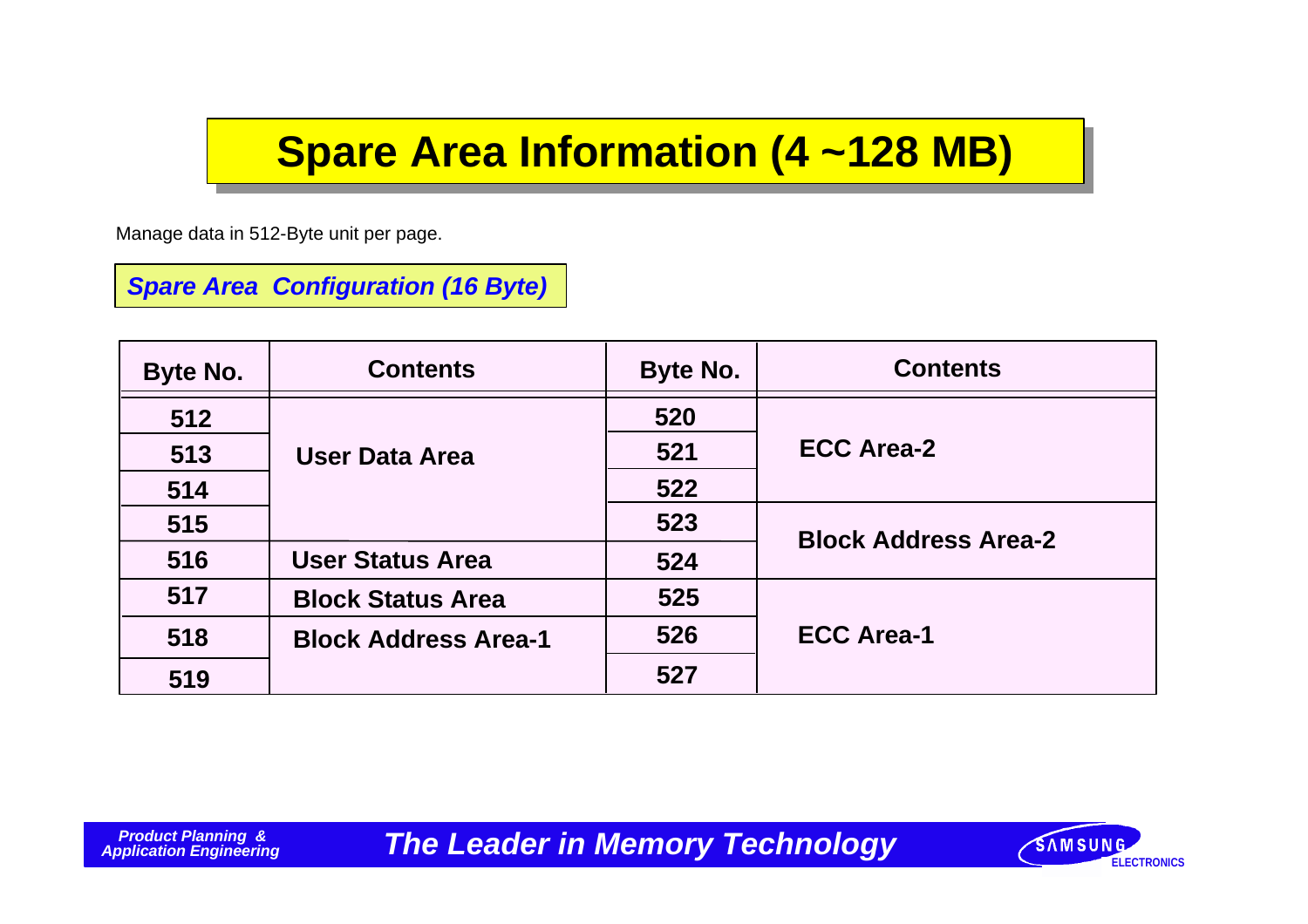# Spare Area Information (4 ~128 MB)

Manage data in 512-Byte unit per page.

***Spare Area Configuration (16 Byte)***

| Byte No. | Contents | Byte No. | Contents |
|---|---|---|---|
| 512 | User Data Area | 520 | ECC Area-2 |
| 513 | | 521 | |
| 514 | | 522 | |
| 515 | | 523 | Block Address Area-2 |
| 516 | User Status Area | 524 | |
| 517 | Block Status Area | 525 | ECC Area-1 |
| 518 | Block Address Area-1 | 526 | |
| 519 | | 527 | |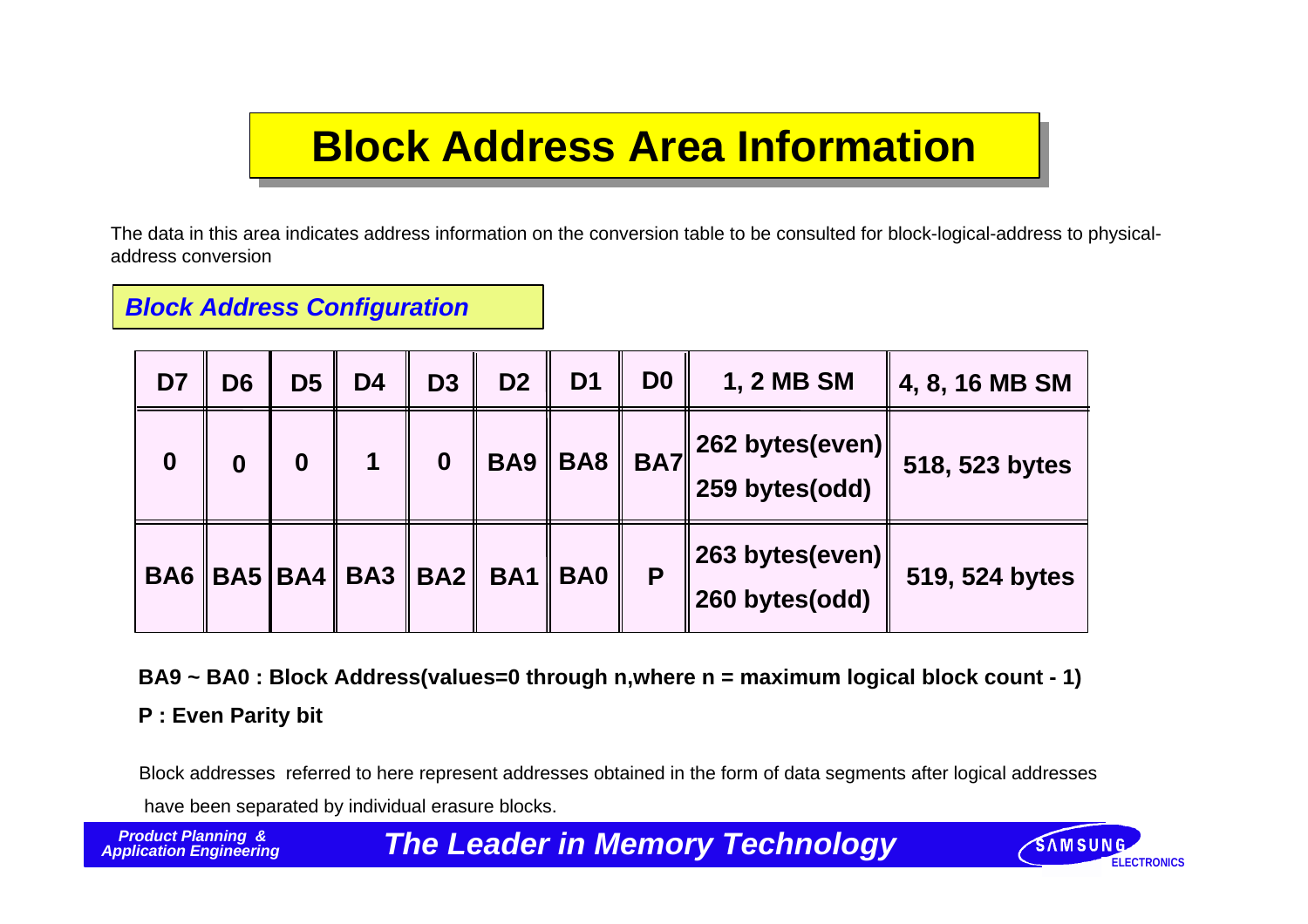# Block Address Area Information

The data in this area indicates address information on the conversion table to be consulted for block-logical-address to physical-address conversion

***Block Address Configuration***

| D7 | D6 | D5 | D4 | D3 | D2 | D1 | D0 | 1, 2 MB SM | 4, 8, 16 MB SM |
|---|---|---|---|---|---|---|---|---|---|
| 0 | 0 | 0 | 1 | 0 | BA9 | BA8 | BA7 | 262 bytes(even)<br>259 bytes(odd) | 518, 523 bytes |
| BA6 | BA5 | BA4 | BA3 | BA2 | BA1 | BA0 | P | 263 bytes(even)<br>260 bytes(odd) | 519, 524 bytes |

**BA9 ~ BA0 : Block Address(values=0 through n,where n = maximum logical block count - 1)**

**P : Even Parity bit**

Block addresses referred to here represent addresses obtained in the form of data segments after logical addresses have been separated by individual erasure blocks.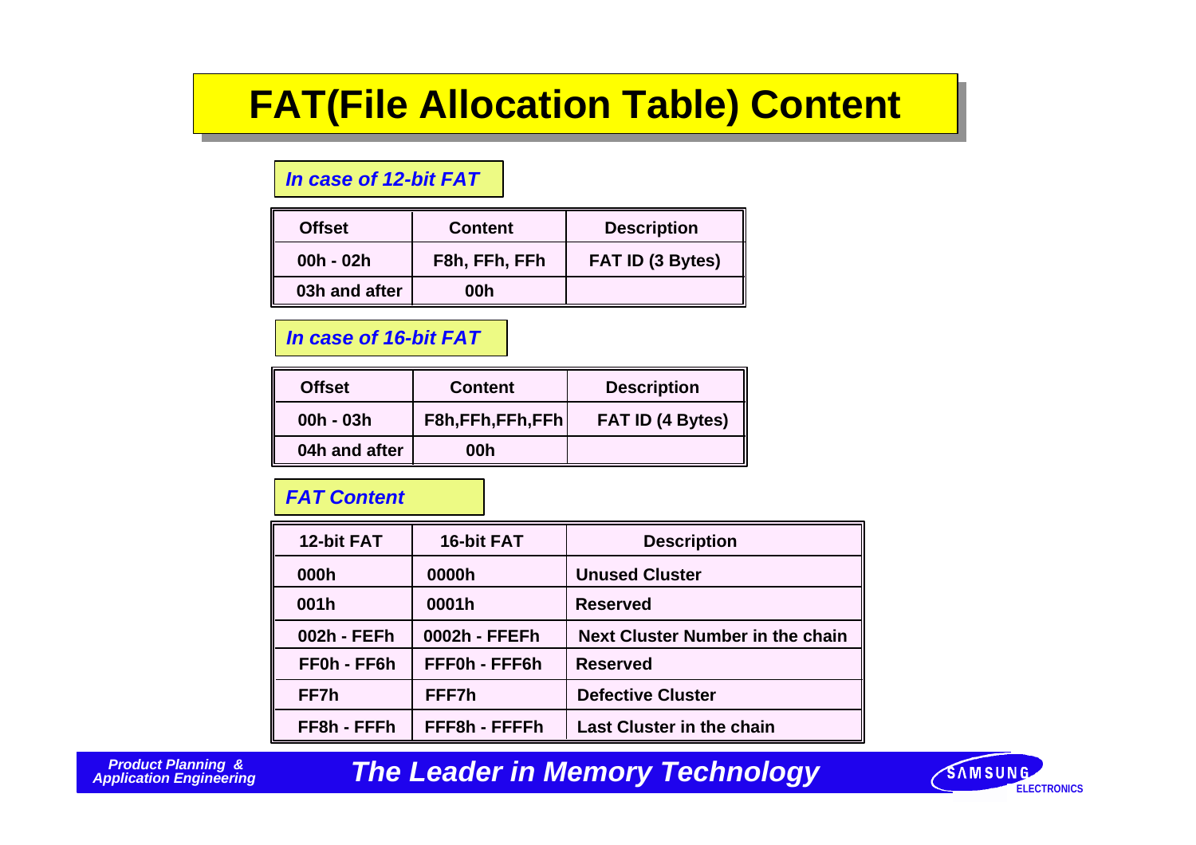# FAT(File Allocation Table) Content

***In case of 12-bit FAT***

| Offset | Content | Description |
|---|---|---|
| 00h - 02h | F8h, FFh, FFh | FAT ID (3 Bytes) |
| 03h and after | 00h | |

***In case of 16-bit FAT***

| Offset | Content | Description |
|---|---|---|
| 00h - 03h | F8h,FFh,FFh,FFh | FAT ID (4 Bytes) |
| 04h and after | 00h | |

***FAT Content***

| 12-bit FAT | 16-bit FAT | Description |
|---|---|---|
| 000h | 0000h | Unused Cluster |
| 001h | 0001h | Reserved |
| 002h - FEFh | 0002h - FFEFh | Next Cluster Number in the chain |
| FF0h - FF6h | FFF0h - FFF6h | Reserved |
| FF7h | FFF7h | Defective Cluster |
| FF8h - FFFh | FFF8h - FFFFh | Last Cluster in the chain |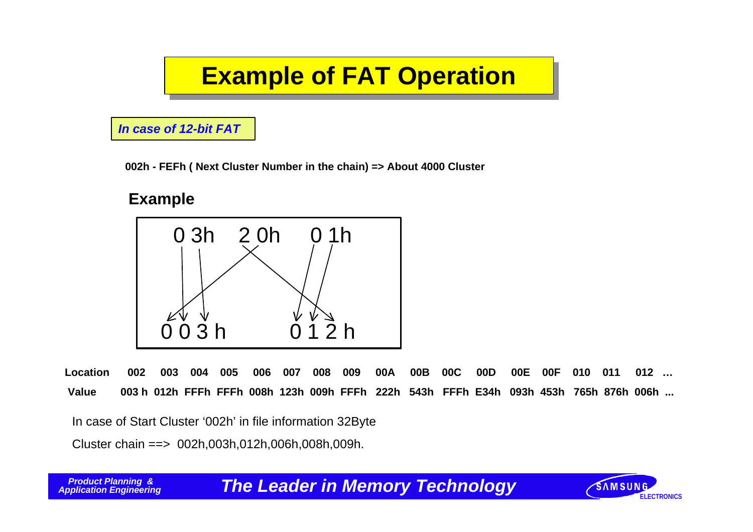# Example of FAT Operation

***In case of 12-bit FAT***

**002h - FEFh ( Next Cluster Number in the chain) => About 4000 Cluster**

## Example

0 3h 2 0h 0 1h

0 0 3 h 0 1 2 h

| Location | 002 | 003 | 004 | 005 | 006 | 007 | 008 | 009 | 00A | 00B | 00C | 00D | 00E | 00F | 010 | 011 | 012 | … |
|---|---|---|---|---|---|---|---|---|---|---|---|---|---|---|---|---|---|---|
| Value | 003 h | 012h | FFFh | FFFh | 008h | 123h | 009h | FFFh | 222h | 543h | FFFh | E34h | 093h | 453h | 765h | 876h | 006h | ... |

In case of Start Cluster '002h' in file information 32Byte

Cluster chain ==> 002h,003h,012h,006h,008h,009h.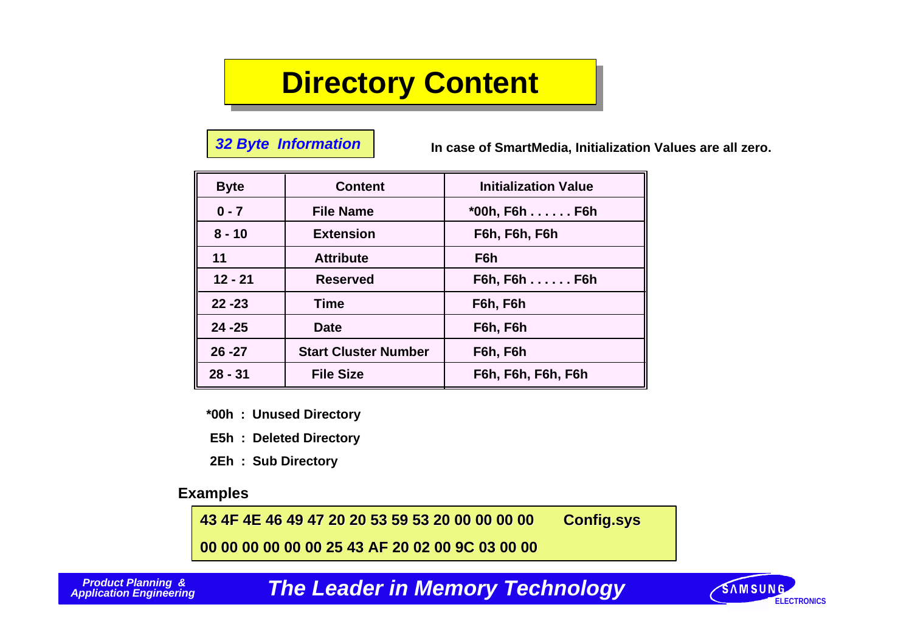# Directory Content

*32 Byte Information*

**In case of SmartMedia, Initialization Values are all zero.**

| Byte | Content | Initialization Value |
|---|---|---|
| 0 - 7 | File Name | *00h, F6h . . . . . . F6h |
| 8 - 10 | Extension | F6h, F6h, F6h |
| 11 | Attribute | F6h |
| 12 - 21 | Reserved | F6h, F6h . . . . . . F6h |
| 22 -23 | Time | F6h, F6h |
| 24 -25 | Date | F6h, F6h |
| 26 -27 | Start Cluster Number | F6h, F6h |
| 28 - 31 | File Size | F6h, F6h, F6h, F6h |

**\*00h : Unused Directory**

**E5h : Deleted Directory**

**2Eh : Sub Directory**

**Examples**

**43 4F 4E 46 49 47 20 20 53 59 53 20 00 00 00 00 Config.sys**

**00 00 00 00 00 00 25 43 AF 20 02 00 9C 03 00 00**

*Product Planning & Application Engineering* — *The Leader in Memory Technology* — SAMSUNG ELECTRONICS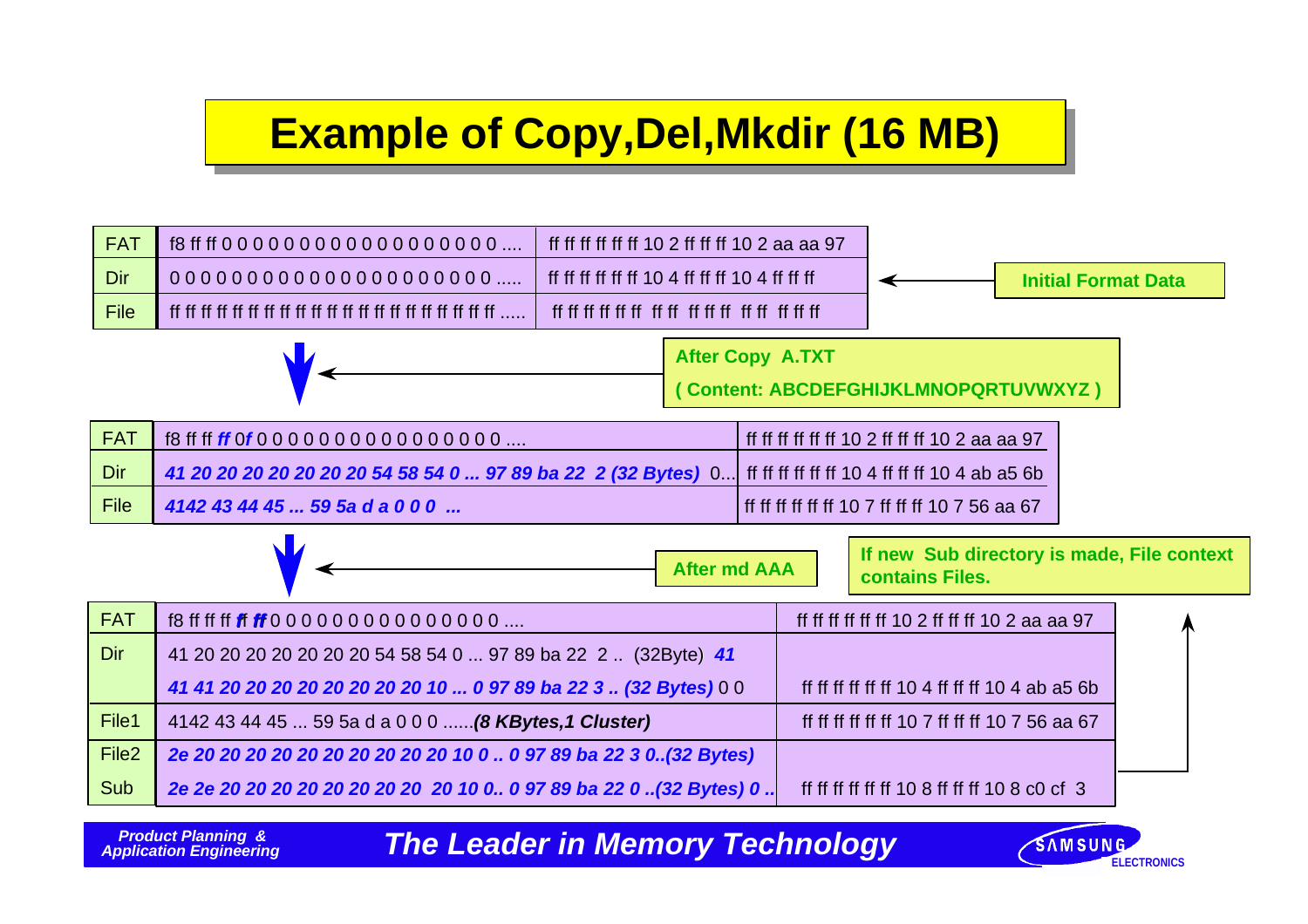# Example of Copy,Del,Mkdir (16 MB)

| | | |
|---|---|---|
| FAT | f8 ff ff 0 0 0 0 0 0 0 0 0 0 0 0 0 0 0 0 0 0 .... | ff ff ff ff ff ff 10 2 ff ff ff 10 2 aa aa 97 |
| Dir | 0 0 0 0 0 0 0 0 0 0 0 0 0 0 0 0 0 0 0 0 0 0 ..... | ff ff ff ff ff ff 10 4 ff ff ff 10 4 ff ff ff |
| File | ff ff ff ff ff ff ff ff ff ff ff ff ff ff ff ff ff ff ff ff ff ff ..... | ff ff ff ff ff ff ff ff ff ff ff ff ff ff ff ff ff ff |

**Initial Format Data**

**After Copy A.TXT**
**( Content: ABCDEFGHIJKLMNOPQRTUVWXYZ )**

| | | |
|---|---|---|
| FAT | f8 ff ff ***ff 0f*** 0 0 0 0 0 0 0 0 0 0 0 0 0 0 0 0 0 .... | ff ff ff ff ff ff 10 2 ff ff ff 10 2 aa aa 97 |
| Dir | ***41 20 20 20 20 20 20 20 54 58 54 0 ... 97 89 ba 22 2 (32 Bytes)*** 0... | ff ff ff ff ff ff 10 4 ff ff ff 10 4 ab a5 6b |
| File | ***4142 43 44 45 ... 59 5a d a 0 0 0 ...*** | ff ff ff ff ff ff 10 7 ff ff ff 10 7 56 aa 67 |

**After md AAA**

**If new Sub directory is made, File context contains Files.**

| | | |
|---|---|---|
| FAT | f8 ff ff ff ***ff ff*** 0 0 0 0 0 0 0 0 0 0 0 0 0 0 0 0 .... | ff ff ff ff ff ff 10 2 ff ff ff 10 2 aa aa 97 |
| Dir | 41 20 20 20 20 20 20 20 54 58 54 0 ... 97 89 ba 22 2 .. (32Byte) ***41*** | |
| | ***41 41 20 20 20 20 20 20 20 20 10 ... 0 97 89 ba 22 3 .. (32 Bytes)*** 0 0 | ff ff ff ff ff ff 10 4 ff ff ff 10 4 ab a5 6b |
| File1 | 4142 43 44 45 ... 59 5a d a 0 0 0 ......***(8 KBytes,1 Cluster)*** | ff ff ff ff ff ff 10 7 ff ff ff 10 7 56 aa 67 |
| File2 | ***2e 20 20 20 20 20 20 20 20 20 20 10 0 .. 0 97 89 ba 22 3 0..(32 Bytes)*** | |
| Sub | ***2e 2e 20 20 20 20 20 20 20 20 20 10 0.. 0 97 89 ba 22 0 ..(32 Bytes) 0 ..*** | ff ff ff ff ff ff 10 8 ff ff ff 10 8 c0 cf 3 |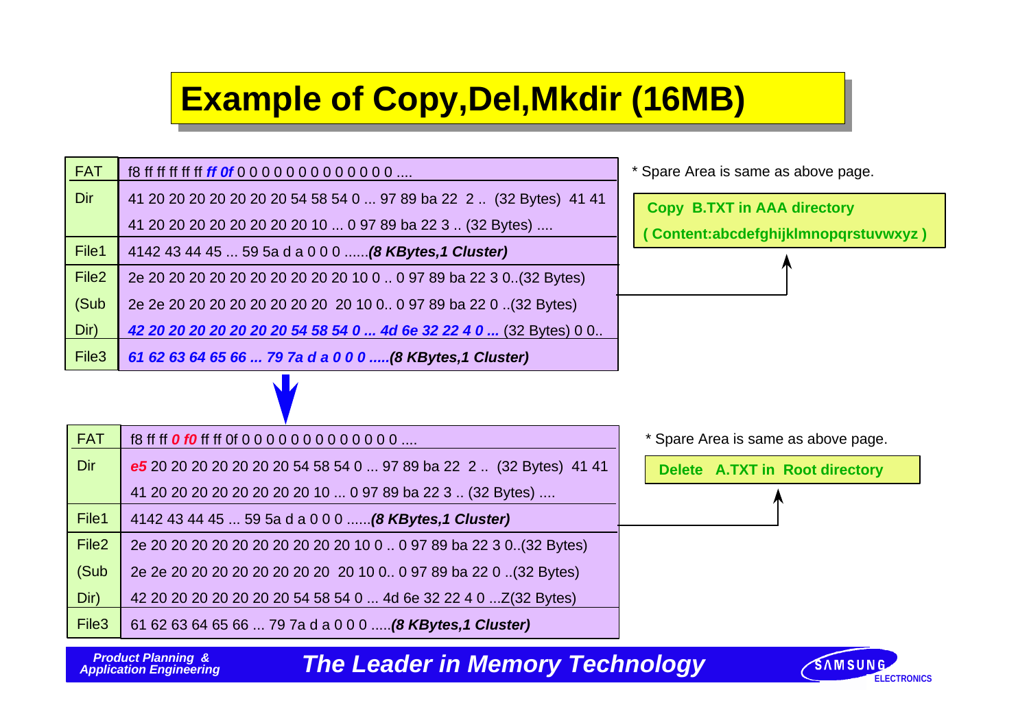# Example of Copy,Del,Mkdir (16MB)

| | |
|---|---|
| FAT | f8 ff ff ff ff ff ***ff 0f*** 0 0 0 0 0 0 0 0 0 0 0 0 0 .... |
| Dir | 41 20 20 20 20 20 20 20 54 58 54 0 ... 97 89 ba 22 2 .. (32 Bytes) 41 41 |
| | 41 20 20 20 20 20 20 20 20 10 ... 0 97 89 ba 22 3 .. (32 Bytes) .... |
| File1 | 4142 43 44 45 ... 59 5a d a 0 0 0 ......***(8 KBytes,1 Cluster)*** |
| File2 | 2e 20 20 20 20 20 20 20 20 20 20 10 0 .. 0 97 89 ba 22 3 0..(32 Bytes) |
| (Sub | 2e 2e 20 20 20 20 20 20 20 20 20 10 0.. 0 97 89 ba 22 0 ..(32 Bytes) |
| Dir) | ***42 20 20 20 20 20 20 20 54 58 54 0 ... 4d 6e 32 22 4 0 ...*** (32 Bytes) 0 0.. |
| File3 | ***61 62 63 64 65 66 ... 79 7a d a 0 0 0 .....(8 KBytes,1 Cluster)*** |

\* Spare Area is same as above page.

**Copy B.TXT in AAA directory**
**( Content:abcdefghijklmnopqrstuvwxyz )**

| | |
|---|---|
| FAT | f8 ff ff ***0 f0*** ff ff 0f 0 0 0 0 0 0 0 0 0 0 0 0 0 .... |
| Dir | ***e5*** 20 20 20 20 20 20 20 54 58 54 0 ... 97 89 ba 22 2 .. (32 Bytes) 41 41 |
| | 41 20 20 20 20 20 20 20 20 10 ... 0 97 89 ba 22 3 .. (32 Bytes) .... |
| File1 | 4142 43 44 45 ... 59 5a d a 0 0 0 ......***(8 KBytes,1 Cluster)*** |
| File2 | 2e 20 20 20 20 20 20 20 20 20 20 10 0 .. 0 97 89 ba 22 3 0..(32 Bytes) |
| (Sub | 2e 2e 20 20 20 20 20 20 20 20 20 10 0.. 0 97 89 ba 22 0 ..(32 Bytes) |
| Dir) | 42 20 20 20 20 20 20 20 54 58 54 0 ... 4d 6e 32 22 4 0 ...Z(32 Bytes) |
| File3 | 61 62 63 64 65 66 ... 79 7a d a 0 0 0 .....***(8 KBytes,1 Cluster)*** |

\* Spare Area is same as above page.

**Delete A.TXT in Root directory**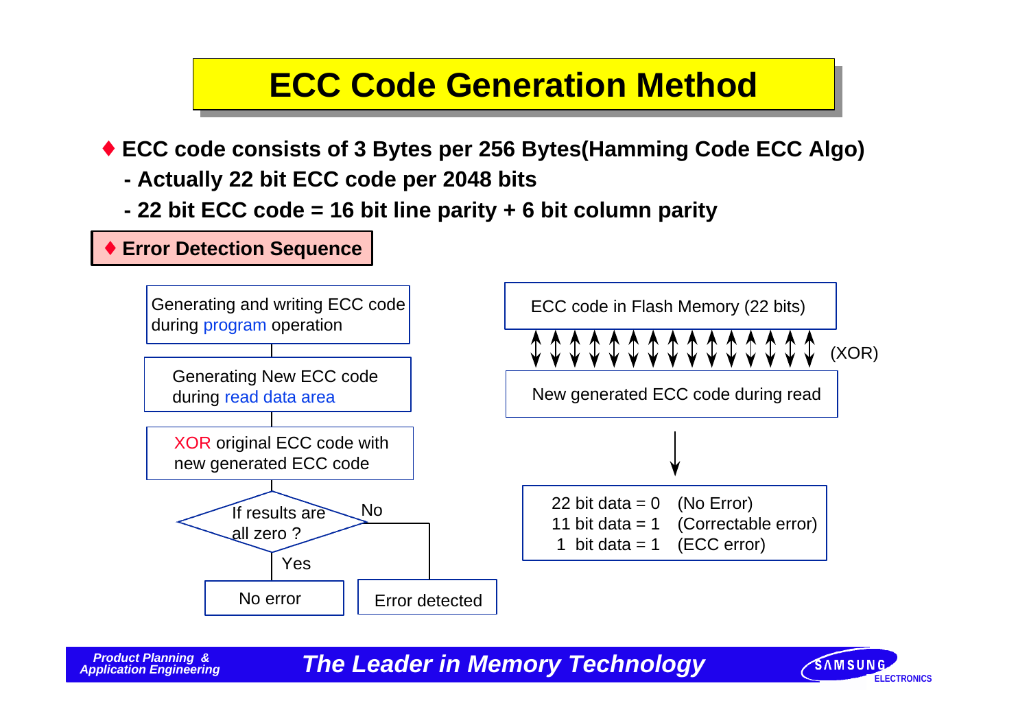# ECC Code Generation Method

- ♦ **ECC code consists of 3 Bytes per 256 Bytes(Hamming Code ECC Algo)**
  - **- Actually 22 bit ECC code per 2048 bits**
  - **- 22 bit ECC code = 16 bit line parity + 6 bit column parity**

## ♦ Error Detection Sequence

Generating and writing ECC code during program operation

Generating New ECC code during read data area

XOR original ECC code with new generated ECC code

If results are all zero ?

Yes → No error

No → Error detected

ECC code in Flash Memory (22 bits)

(XOR)

New generated ECC code during read

22 bit data = 0 (No Error)
11 bit data = 1 (Correctable error)
1 bit data = 1 (ECC error)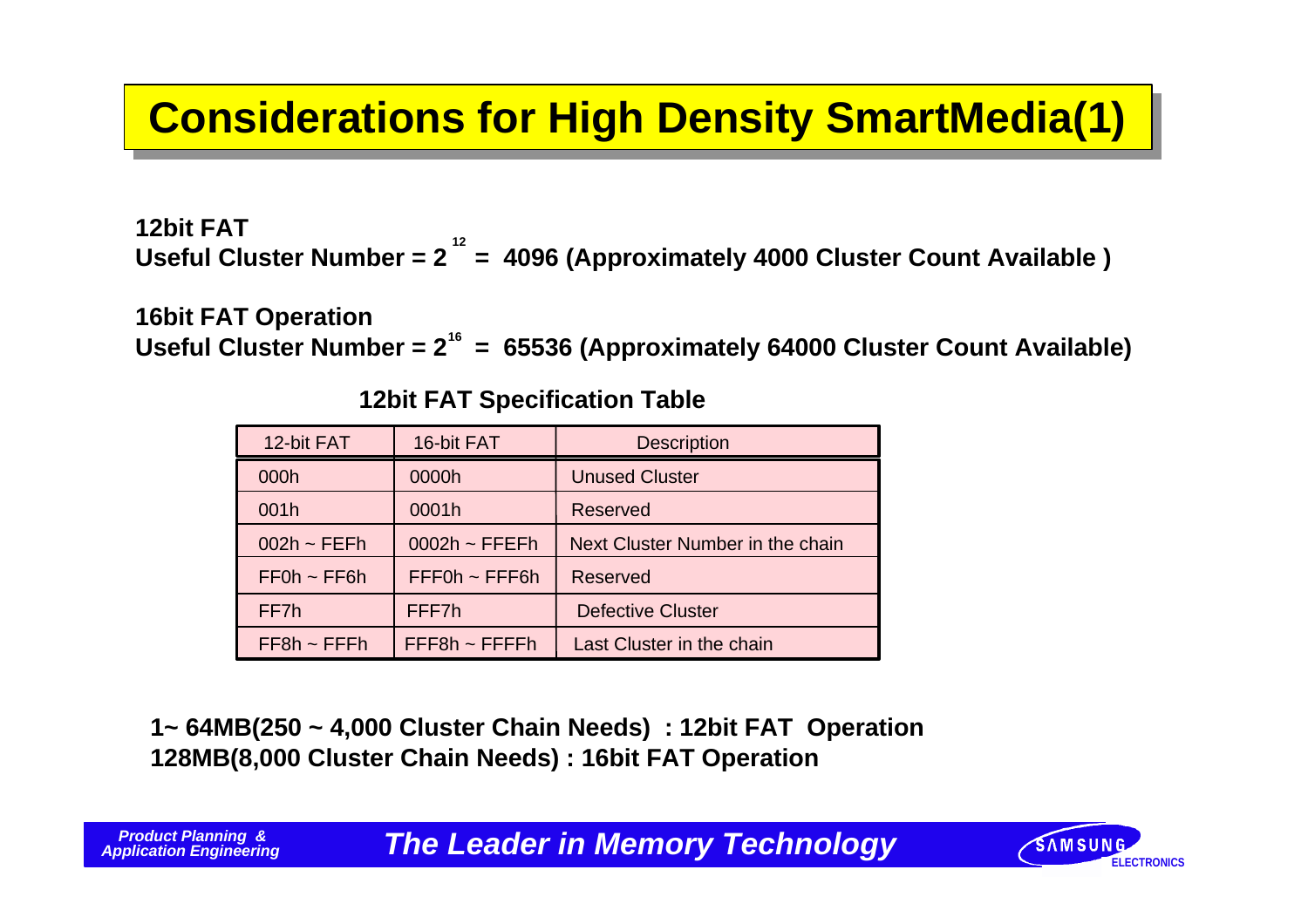# Considerations for High Density SmartMedia(1)

**12bit FAT**
**Useful Cluster Number = $2^{12}$ = 4096 (Approximately 4000 Cluster Count Available )**

**16bit FAT Operation**
**Useful Cluster Number = $2^{16}$ = 65536 (Approximately 64000 Cluster Count Available)**

**12bit FAT Specification Table**

| 12-bit FAT | 16-bit FAT | Description |
|---|---|---|
| 000h | 0000h | Unused Cluster |
| 001h | 0001h | Reserved |
| 002h ~ FEFh | 0002h ~ FFEFh | Next Cluster Number in the chain |
| FF0h ~ FF6h | FFF0h ~ FFF6h | Reserved |
| FF7h | FFF7h | Defective Cluster |
| FF8h ~ FFFh | FFF8h ~ FFFFh | Last Cluster in the chain |

**1~ 64MB(250 ~ 4,000 Cluster Chain Needs) : 12bit FAT Operation**
**128MB(8,000 Cluster Chain Needs) : 16bit FAT Operation**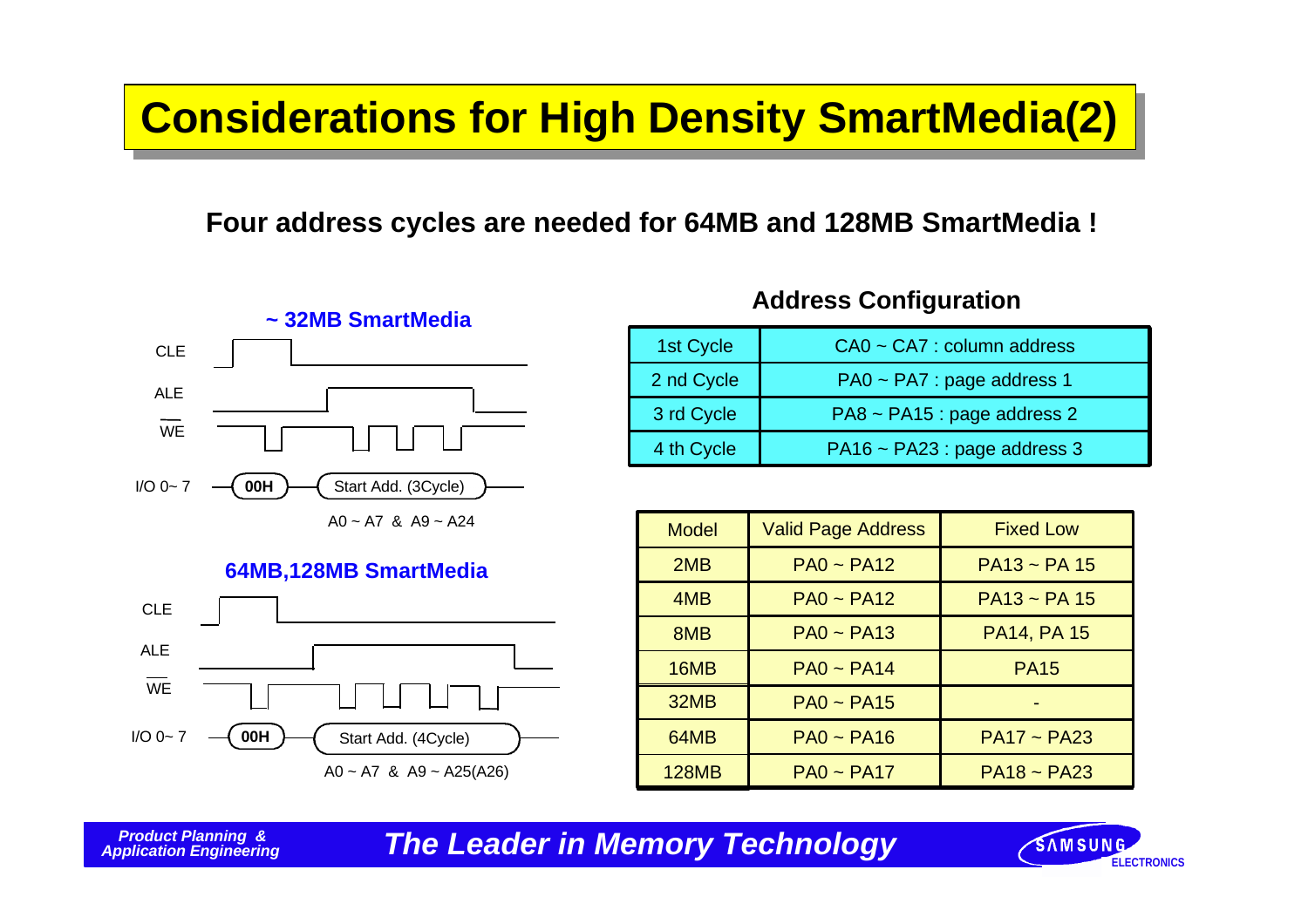# Considerations for High Density SmartMedia(2)

**Four address cycles are needed for 64MB and 128MB SmartMedia !**

**~ 32MB SmartMedia**

CLE

ALE

WE

I/O 0~ 7 — **00H** — Start Add. (3Cycle)

A0 ~ A7 & A9 ~ A24

**64MB,128MB SmartMedia**

CLE

ALE

WE

I/O 0~ 7 — **00H** — Start Add. (4Cycle)

A0 ~ A7 & A9 ~ A25(A26)

**Address Configuration**

| | |
|---|---|
| 1st Cycle | CA0 ~ CA7 : column address |
| 2 nd Cycle | PA0 ~ PA7 : page address 1 |
| 3 rd Cycle | PA8 ~ PA15 : page address 2 |
| 4 th Cycle | PA16 ~ PA23 : page address 3 |

| Model | Valid Page Address | Fixed Low |
|---|---|---|
| 2MB | PA0 ~ PA12 | PA13 ~ PA 15 |
| 4MB | PA0 ~ PA12 | PA13 ~ PA 15 |
| 8MB | PA0 ~ PA13 | PA14, PA 15 |
| 16MB | PA0 ~ PA14 | PA15 |
| 32MB | PA0 ~ PA15 | - |
| 64MB | PA0 ~ PA16 | PA17 ~ PA23 |
| 128MB | PA0 ~ PA17 | PA18 ~ PA23 |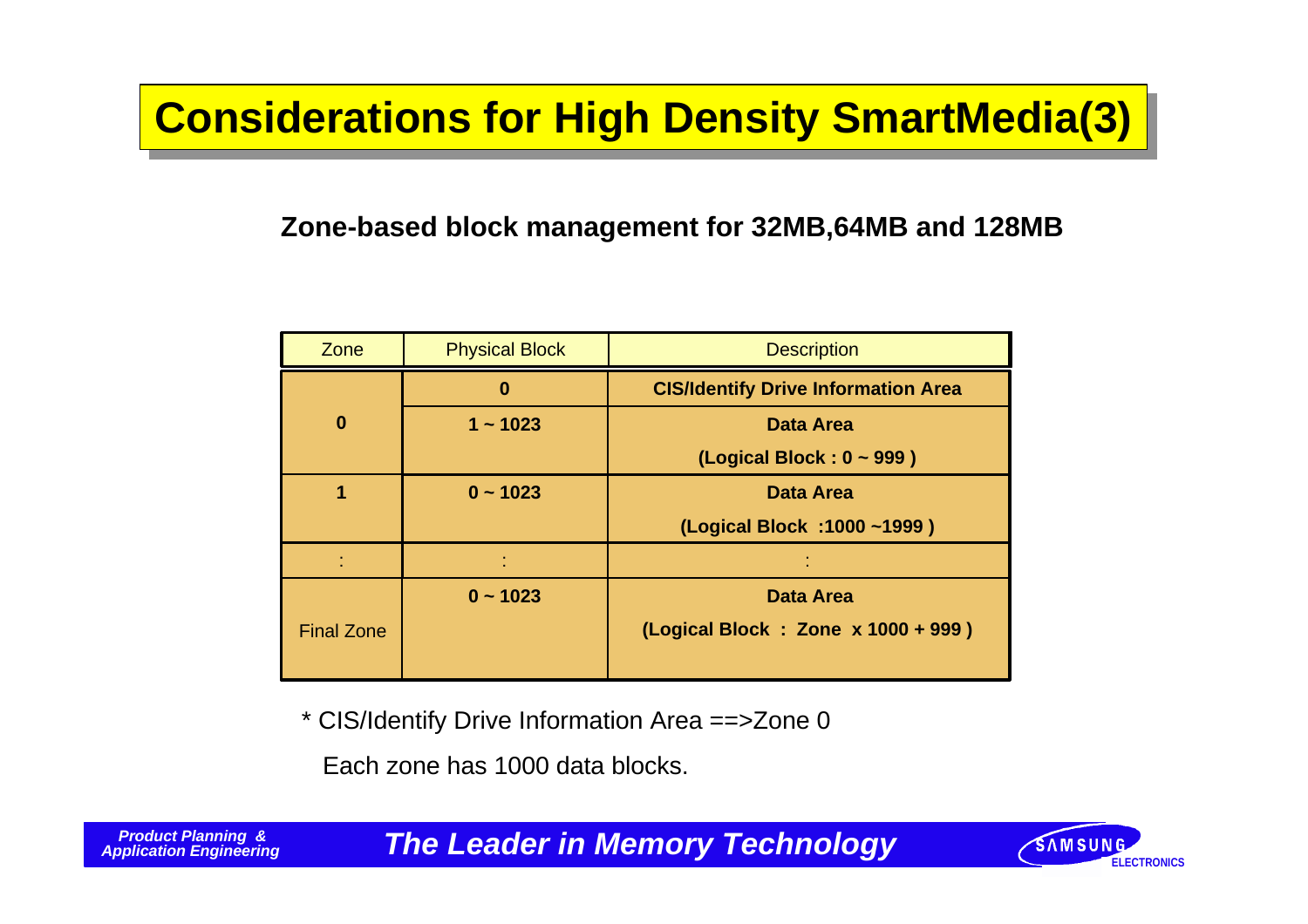# Considerations for High Density SmartMedia(3)

**Zone-based block management for 32MB,64MB and 128MB**

| Zone | Physical Block | Description |
|---|---|---|
| 0 | **0** | **CIS/Identify Drive Information Area** |
| | **1 ~ 1023** | **Data Area (Logical Block : 0 ~ 999 )** |
| **1** | **0 ~ 1023** | **Data Area (Logical Block :1000 ~1999 )** |
| : | : | : |
| Final Zone | **0 ~ 1023** | **Data Area (Logical Block : Zone x 1000 + 999 )** |

\* CIS/Identify Drive Information Area ==>Zone 0

Each zone has 1000 data blocks.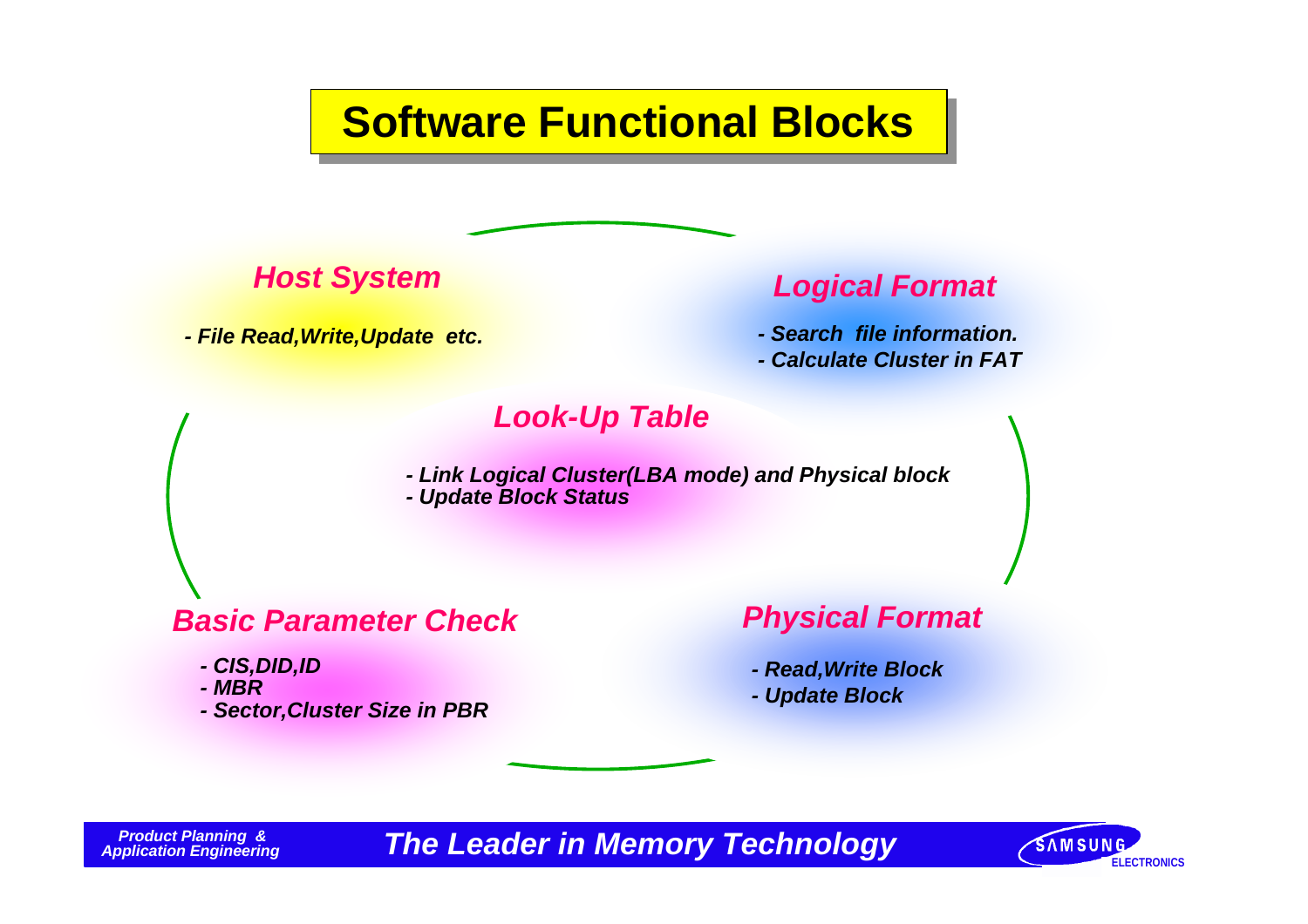# Software Functional Blocks

### *Host System*

- *File Read,Write,Update etc.*

### *Logical Format*

- *Search file information.*
- *Calculate Cluster in FAT*

### *Look-Up Table*

- *Link Logical Cluster(LBA mode) and Physical block*
- *Update Block Status*

### *Basic Parameter Check*

- *CIS,DID,ID*
- *MBR*
- *Sector,Cluster Size in PBR*

### *Physical Format*

- *Read,Write Block*
- *Update Block*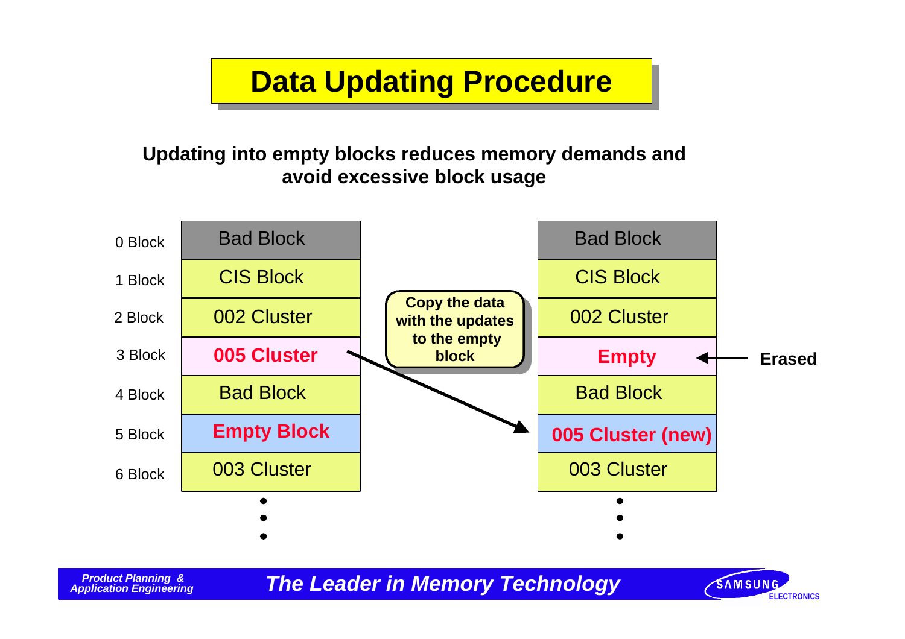# Data Updating Procedure

**Updating into empty blocks reduces memory demands and avoid excessive block usage**

| | Before | After |
|---|---|---|
| 0 Block | Bad Block | Bad Block |
| 1 Block | CIS Block | CIS Block |
| 2 Block | 002 Cluster | 002 Cluster |
| 3 Block | **005 Cluster** | **Empty** ← **Erased** |
| 4 Block | Bad Block | Bad Block |
| 5 Block | **Empty Block** | **005 Cluster (new)** |
| 6 Block | 003 Cluster | 003 Cluster |

**Copy the data with the updates to the empty block**